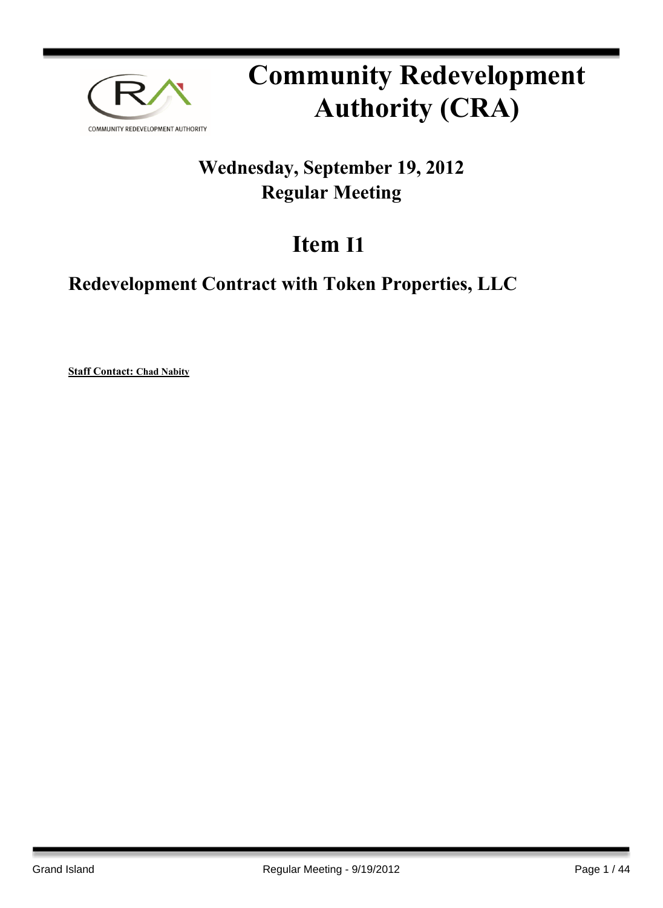# Community Redevelopment Authority (CRA)

## Wednesday, September 19, 2012
## Regular Meeting

# Item I1

## Redevelopment Contract with Token Properties, LLC

**Staff Contact: Chad Nabity**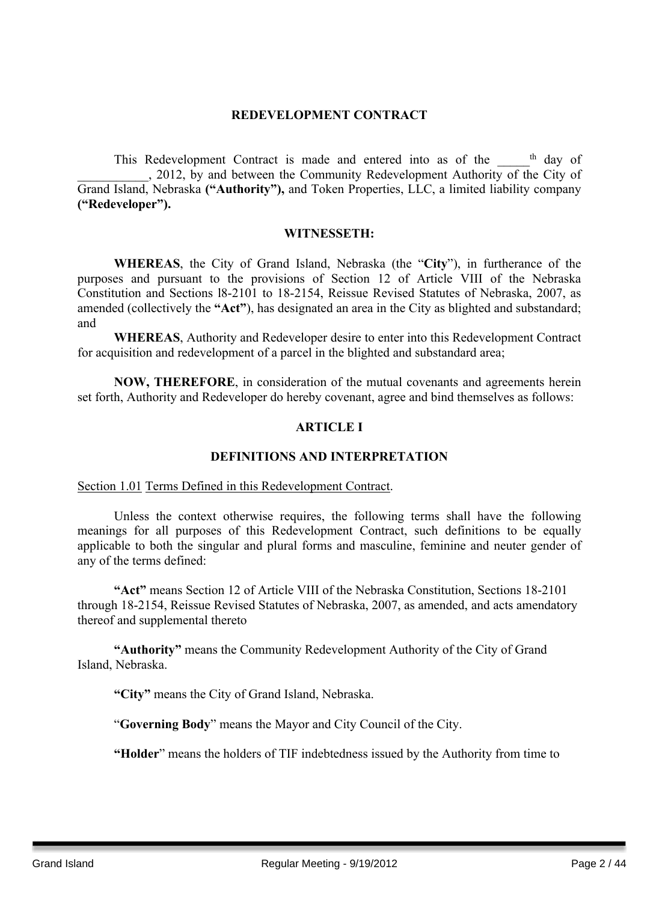**REDEVELOPMENT CONTRACT**

This Redevelopment Contract is made and entered into as of the _____th day of ___________, 2012, by and between the Community Redevelopment Authority of the City of Grand Island, Nebraska **("Authority"),** and Token Properties, LLC, a limited liability company **("Redeveloper").**

**WITNESSETH:**

**WHEREAS**, the City of Grand Island, Nebraska (the "**City**"), in furtherance of the purposes and pursuant to the provisions of Section 12 of Article VIII of the Nebraska Constitution and Sections l8-2101 to 18-2154, Reissue Revised Statutes of Nebraska, 2007, as amended (collectively the **"Act"**), has designated an area in the City as blighted and substandard; and

**WHEREAS**, Authority and Redeveloper desire to enter into this Redevelopment Contract for acquisition and redevelopment of a parcel in the blighted and substandard area;

**NOW, THEREFORE**, in consideration of the mutual covenants and agreements herein set forth, Authority and Redeveloper do hereby covenant, agree and bind themselves as follows:

**ARTICLE I**

**DEFINITIONS AND INTERPRETATION**

Section 1.01 Terms Defined in this Redevelopment Contract.

Unless the context otherwise requires, the following terms shall have the following meanings for all purposes of this Redevelopment Contract, such definitions to be equally applicable to both the singular and plural forms and masculine, feminine and neuter gender of any of the terms defined:

**"Act"** means Section 12 of Article VIII of the Nebraska Constitution, Sections 18-2101 through 18-2154, Reissue Revised Statutes of Nebraska, 2007, as amended, and acts amendatory thereof and supplemental thereto

**"Authority"** means the Community Redevelopment Authority of the City of Grand Island, Nebraska.

**"City"** means the City of Grand Island, Nebraska.

"**Governing Body**" means the Mayor and City Council of the City.

**"Holder**" means the holders of TIF indebtedness issued by the Authority from time to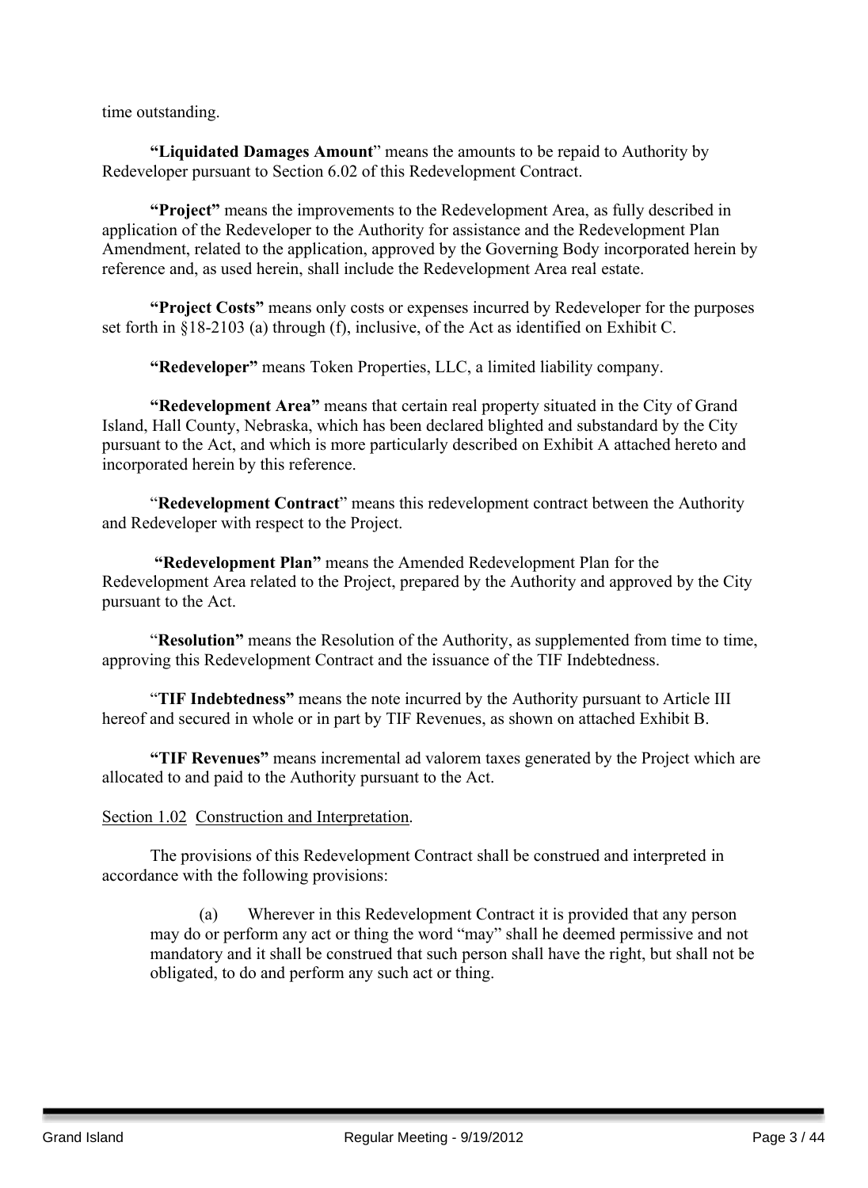time outstanding.

**"Liquidated Damages Amount**" means the amounts to be repaid to Authority by Redeveloper pursuant to Section 6.02 of this Redevelopment Contract.

**"Project"** means the improvements to the Redevelopment Area, as fully described in application of the Redeveloper to the Authority for assistance and the Redevelopment Plan Amendment, related to the application, approved by the Governing Body incorporated herein by reference and, as used herein, shall include the Redevelopment Area real estate.

**"Project Costs"** means only costs or expenses incurred by Redeveloper for the purposes set forth in §18-2103 (a) through (f), inclusive, of the Act as identified on Exhibit C.

**"Redeveloper"** means Token Properties, LLC, a limited liability company.

**"Redevelopment Area"** means that certain real property situated in the City of Grand Island, Hall County, Nebraska, which has been declared blighted and substandard by the City pursuant to the Act, and which is more particularly described on Exhibit A attached hereto and incorporated herein by this reference.

"**Redevelopment Contract**" means this redevelopment contract between the Authority and Redeveloper with respect to the Project.

**"Redevelopment Plan"** means the Amended Redevelopment Plan for the Redevelopment Area related to the Project, prepared by the Authority and approved by the City pursuant to the Act.

"**Resolution"** means the Resolution of the Authority, as supplemented from time to time, approving this Redevelopment Contract and the issuance of the TIF Indebtedness.

"**TIF Indebtedness"** means the note incurred by the Authority pursuant to Article III hereof and secured in whole or in part by TIF Revenues, as shown on attached Exhibit B.

**"TIF Revenues"** means incremental ad valorem taxes generated by the Project which are allocated to and paid to the Authority pursuant to the Act.

Section 1.02 Construction and Interpretation.

The provisions of this Redevelopment Contract shall be construed and interpreted in accordance with the following provisions:

(a) Wherever in this Redevelopment Contract it is provided that any person may do or perform any act or thing the word "may" shall he deemed permissive and not mandatory and it shall be construed that such person shall have the right, but shall not be obligated, to do and perform any such act or thing.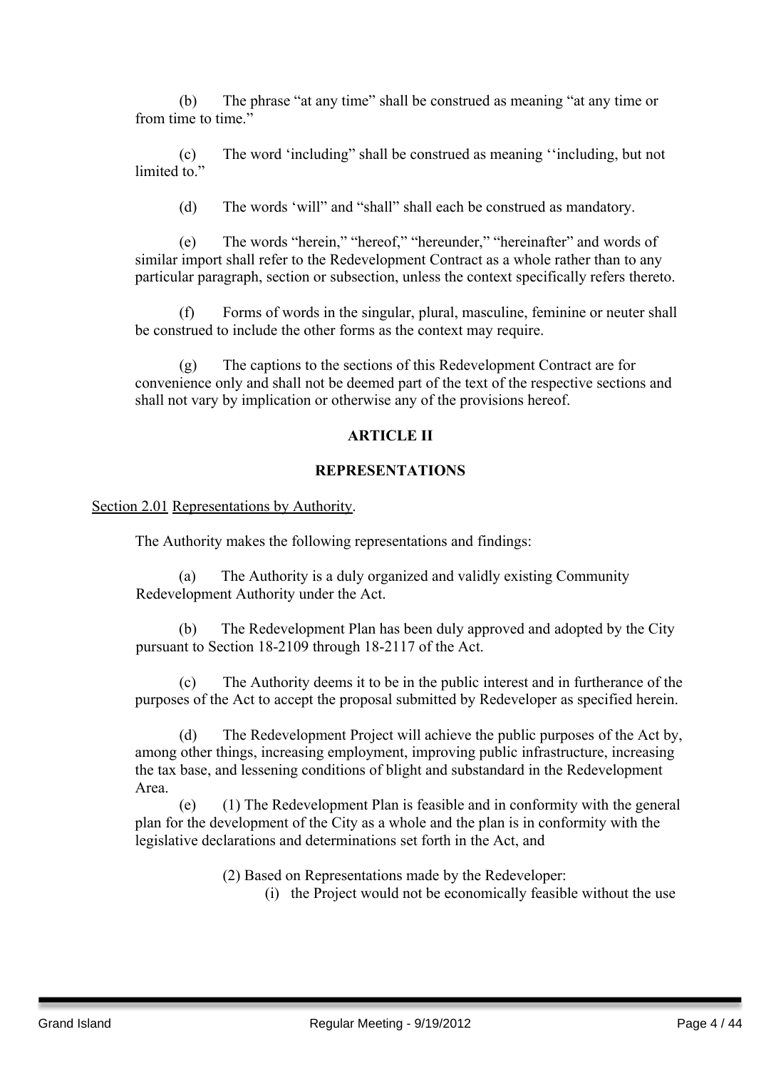(b) The phrase "at any time" shall be construed as meaning "at any time or from time to time."

(c) The word 'including" shall be construed as meaning ''including, but not limited to."

(d) The words 'will" and "shall" shall each be construed as mandatory.

(e) The words "herein," "hereof," "hereunder," "hereinafter" and words of similar import shall refer to the Redevelopment Contract as a whole rather than to any particular paragraph, section or subsection, unless the context specifically refers thereto.

(f) Forms of words in the singular, plural, masculine, feminine or neuter shall be construed to include the other forms as the context may require.

(g) The captions to the sections of this Redevelopment Contract are for convenience only and shall not be deemed part of the text of the respective sections and shall not vary by implication or otherwise any of the provisions hereof.

## ARTICLE II

## REPRESENTATIONS

Section 2.01 Representations by Authority.

The Authority makes the following representations and findings:

(a) The Authority is a duly organized and validly existing Community Redevelopment Authority under the Act.

(b) The Redevelopment Plan has been duly approved and adopted by the City pursuant to Section 18-2109 through 18-2117 of the Act.

(c) The Authority deems it to be in the public interest and in furtherance of the purposes of the Act to accept the proposal submitted by Redeveloper as specified herein.

(d) The Redevelopment Project will achieve the public purposes of the Act by, among other things, increasing employment, improving public infrastructure, increasing the tax base, and lessening conditions of blight and substandard in the Redevelopment Area.

(e) (1) The Redevelopment Plan is feasible and in conformity with the general plan for the development of the City as a whole and the plan is in conformity with the legislative declarations and determinations set forth in the Act, and

(2) Based on Representations made by the Redeveloper:

(i) the Project would not be economically feasible without the use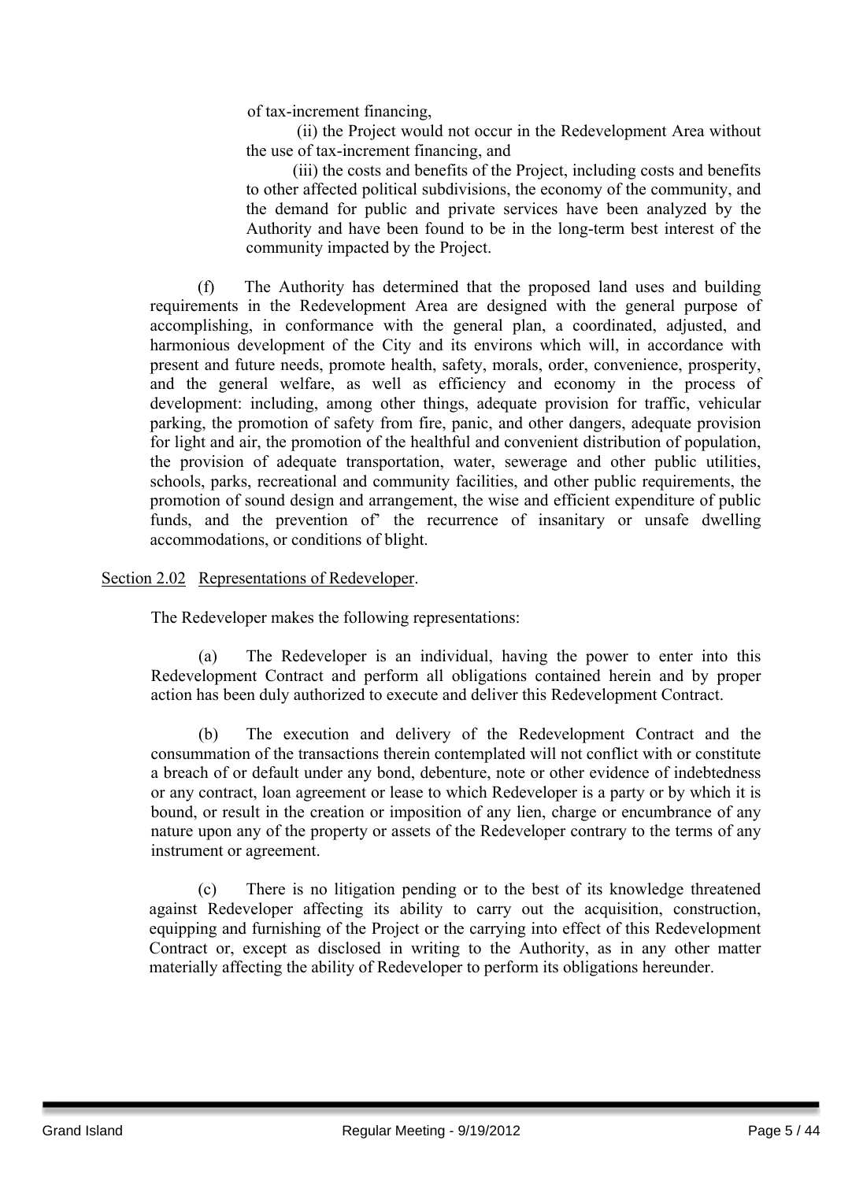of tax-increment financing,

(ii) the Project would not occur in the Redevelopment Area without the use of tax-increment financing, and

(iii) the costs and benefits of the Project, including costs and benefits to other affected political subdivisions, the economy of the community, and the demand for public and private services have been analyzed by the Authority and have been found to be in the long-term best interest of the community impacted by the Project.

(f) The Authority has determined that the proposed land uses and building requirements in the Redevelopment Area are designed with the general purpose of accomplishing, in conformance with the general plan, a coordinated, adjusted, and harmonious development of the City and its environs which will, in accordance with present and future needs, promote health, safety, morals, order, convenience, prosperity, and the general welfare, as well as efficiency and economy in the process of development: including, among other things, adequate provision for traffic, vehicular parking, the promotion of safety from fire, panic, and other dangers, adequate provision for light and air, the promotion of the healthful and convenient distribution of population, the provision of adequate transportation, water, sewerage and other public utilities, schools, parks, recreational and community facilities, and other public requirements, the promotion of sound design and arrangement, the wise and efficient expenditure of public funds, and the prevention of' the recurrence of insanitary or unsafe dwelling accommodations, or conditions of blight.

Section 2.02 Representations of Redeveloper.

The Redeveloper makes the following representations:

(a) The Redeveloper is an individual, having the power to enter into this Redevelopment Contract and perform all obligations contained herein and by proper action has been duly authorized to execute and deliver this Redevelopment Contract.

(b) The execution and delivery of the Redevelopment Contract and the consummation of the transactions therein contemplated will not conflict with or constitute a breach of or default under any bond, debenture, note or other evidence of indebtedness or any contract, loan agreement or lease to which Redeveloper is a party or by which it is bound, or result in the creation or imposition of any lien, charge or encumbrance of any nature upon any of the property or assets of the Redeveloper contrary to the terms of any instrument or agreement.

(c) There is no litigation pending or to the best of its knowledge threatened against Redeveloper affecting its ability to carry out the acquisition, construction, equipping and furnishing of the Project or the carrying into effect of this Redevelopment Contract or, except as disclosed in writing to the Authority, as in any other matter materially affecting the ability of Redeveloper to perform its obligations hereunder.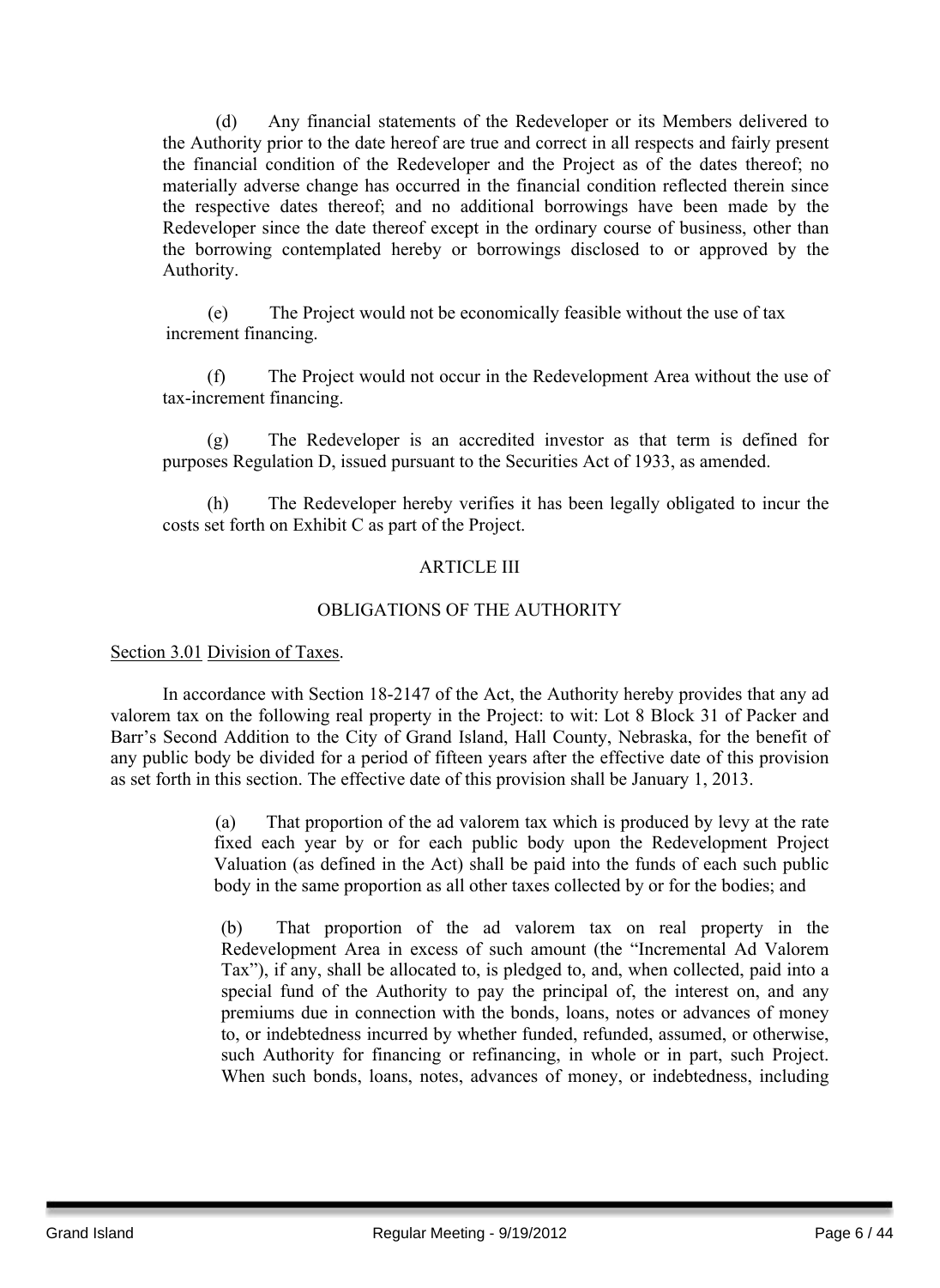(d) Any financial statements of the Redeveloper or its Members delivered to the Authority prior to the date hereof are true and correct in all respects and fairly present the financial condition of the Redeveloper and the Project as of the dates thereof; no materially adverse change has occurred in the financial condition reflected therein since the respective dates thereof; and no additional borrowings have been made by the Redeveloper since the date thereof except in the ordinary course of business, other than the borrowing contemplated hereby or borrowings disclosed to or approved by the Authority.

(e) The Project would not be economically feasible without the use of tax increment financing.

(f) The Project would not occur in the Redevelopment Area without the use of tax-increment financing.

(g) The Redeveloper is an accredited investor as that term is defined for purposes Regulation D, issued pursuant to the Securities Act of 1933, as amended.

(h) The Redeveloper hereby verifies it has been legally obligated to incur the costs set forth on Exhibit C as part of the Project.

## ARTICLE III

## OBLIGATIONS OF THE AUTHORITY

Section 3.01 Division of Taxes.

In accordance with Section 18-2147 of the Act, the Authority hereby provides that any ad valorem tax on the following real property in the Project: to wit: Lot 8 Block 31 of Packer and Barr's Second Addition to the City of Grand Island, Hall County, Nebraska, for the benefit of any public body be divided for a period of fifteen years after the effective date of this provision as set forth in this section. The effective date of this provision shall be January 1, 2013.

> (a) That proportion of the ad valorem tax which is produced by levy at the rate fixed each year by or for each public body upon the Redevelopment Project Valuation (as defined in the Act) shall be paid into the funds of each such public body in the same proportion as all other taxes collected by or for the bodies; and
>
> (b) That proportion of the ad valorem tax on real property in the Redevelopment Area in excess of such amount (the "Incremental Ad Valorem Tax"), if any, shall be allocated to, is pledged to, and, when collected, paid into a special fund of the Authority to pay the principal of, the interest on, and any premiums due in connection with the bonds, loans, notes or advances of money to, or indebtedness incurred by whether funded, refunded, assumed, or otherwise, such Authority for financing or refinancing, in whole or in part, such Project. When such bonds, loans, notes, advances of money, or indebtedness, including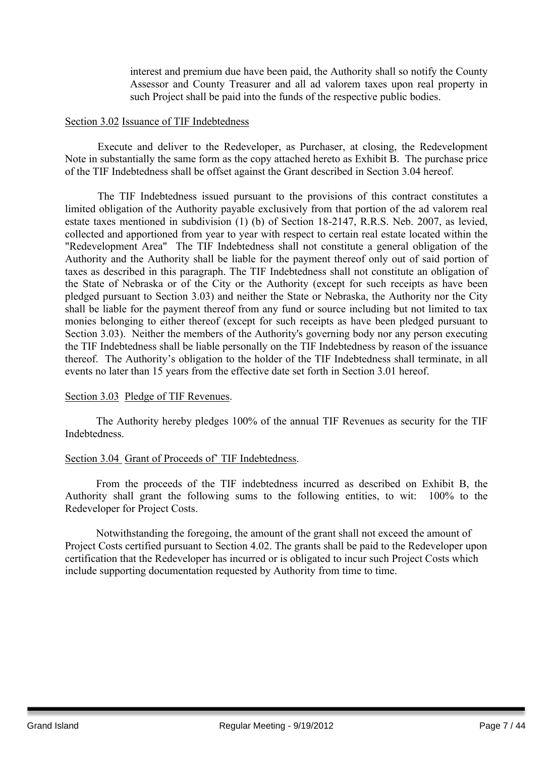interest and premium due have been paid, the Authority shall so notify the County Assessor and County Treasurer and all ad valorem taxes upon real property in such Project shall be paid into the funds of the respective public bodies.

Section 3.02 Issuance of TIF Indebtedness

Execute and deliver to the Redeveloper, as Purchaser, at closing, the Redevelopment Note in substantially the same form as the copy attached hereto as Exhibit B. The purchase price of the TIF Indebtedness shall be offset against the Grant described in Section 3.04 hereof.

The TIF Indebtedness issued pursuant to the provisions of this contract constitutes a limited obligation of the Authority payable exclusively from that portion of the ad valorem real estate taxes mentioned in subdivision (1) (b) of Section 18-2147, R.R.S. Neb. 2007, as levied, collected and apportioned from year to year with respect to certain real estate located within the "Redevelopment Area" The TIF Indebtedness shall not constitute a general obligation of the Authority and the Authority shall be liable for the payment thereof only out of said portion of taxes as described in this paragraph. The TIF Indebtedness shall not constitute an obligation of the State of Nebraska or of the City or the Authority (except for such receipts as have been pledged pursuant to Section 3.03) and neither the State or Nebraska, the Authority nor the City shall be liable for the payment thereof from any fund or source including but not limited to tax monies belonging to either thereof (except for such receipts as have been pledged pursuant to Section 3.03). Neither the members of the Authority's governing body nor any person executing the TIF Indebtedness shall be liable personally on the TIF Indebtedness by reason of the issuance thereof. The Authority's obligation to the holder of the TIF Indebtedness shall terminate, in all events no later than 15 years from the effective date set forth in Section 3.01 hereof.

Section 3.03 Pledge of TIF Revenues.

The Authority hereby pledges 100% of the annual TIF Revenues as security for the TIF Indebtedness.

Section 3.04 Grant of Proceeds of' TIF Indebtedness.

From the proceeds of the TIF indebtedness incurred as described on Exhibit B, the Authority shall grant the following sums to the following entities, to wit: 100% to the Redeveloper for Project Costs.

Notwithstanding the foregoing, the amount of the grant shall not exceed the amount of Project Costs certified pursuant to Section 4.02. The grants shall be paid to the Redeveloper upon certification that the Redeveloper has incurred or is obligated to incur such Project Costs which include supporting documentation requested by Authority from time to time.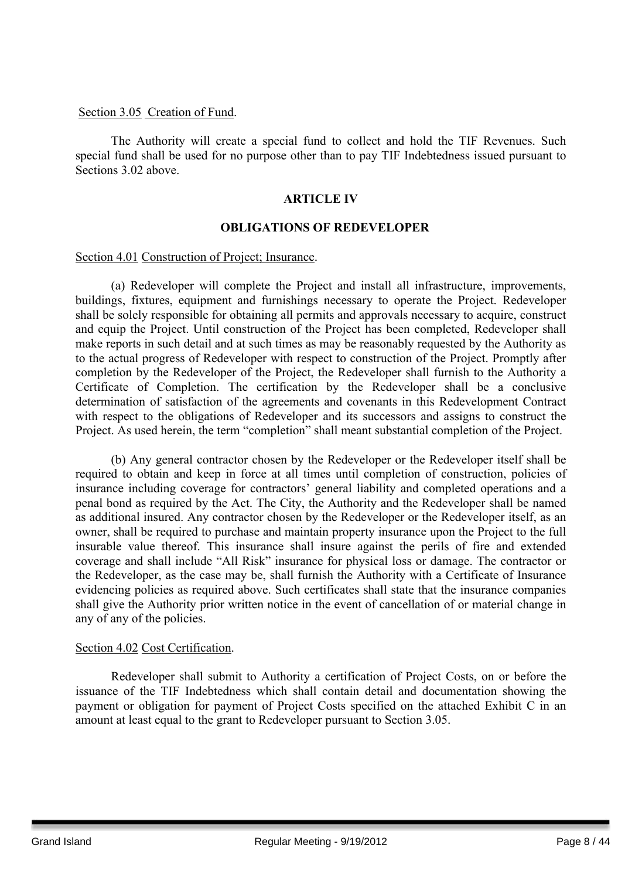Section 3.05 Creation of Fund.

The Authority will create a special fund to collect and hold the TIF Revenues. Such special fund shall be used for no purpose other than to pay TIF Indebtedness issued pursuant to Sections 3.02 above.

**ARTICLE IV**

**OBLIGATIONS OF REDEVELOPER**

Section 4.01 Construction of Project; Insurance.

(a) Redeveloper will complete the Project and install all infrastructure, improvements, buildings, fixtures, equipment and furnishings necessary to operate the Project. Redeveloper shall be solely responsible for obtaining all permits and approvals necessary to acquire, construct and equip the Project. Until construction of the Project has been completed, Redeveloper shall make reports in such detail and at such times as may be reasonably requested by the Authority as to the actual progress of Redeveloper with respect to construction of the Project. Promptly after completion by the Redeveloper of the Project, the Redeveloper shall furnish to the Authority a Certificate of Completion. The certification by the Redeveloper shall be a conclusive determination of satisfaction of the agreements and covenants in this Redevelopment Contract with respect to the obligations of Redeveloper and its successors and assigns to construct the Project. As used herein, the term "completion" shall meant substantial completion of the Project.

(b) Any general contractor chosen by the Redeveloper or the Redeveloper itself shall be required to obtain and keep in force at all times until completion of construction, policies of insurance including coverage for contractors' general liability and completed operations and a penal bond as required by the Act. The City, the Authority and the Redeveloper shall be named as additional insured. Any contractor chosen by the Redeveloper or the Redeveloper itself, as an owner, shall be required to purchase and maintain property insurance upon the Project to the full insurable value thereof. This insurance shall insure against the perils of fire and extended coverage and shall include "All Risk" insurance for physical loss or damage. The contractor or the Redeveloper, as the case may be, shall furnish the Authority with a Certificate of Insurance evidencing policies as required above. Such certificates shall state that the insurance companies shall give the Authority prior written notice in the event of cancellation of or material change in any of any of the policies.

Section 4.02 Cost Certification.

Redeveloper shall submit to Authority a certification of Project Costs, on or before the issuance of the TIF Indebtedness which shall contain detail and documentation showing the payment or obligation for payment of Project Costs specified on the attached Exhibit C in an amount at least equal to the grant to Redeveloper pursuant to Section 3.05.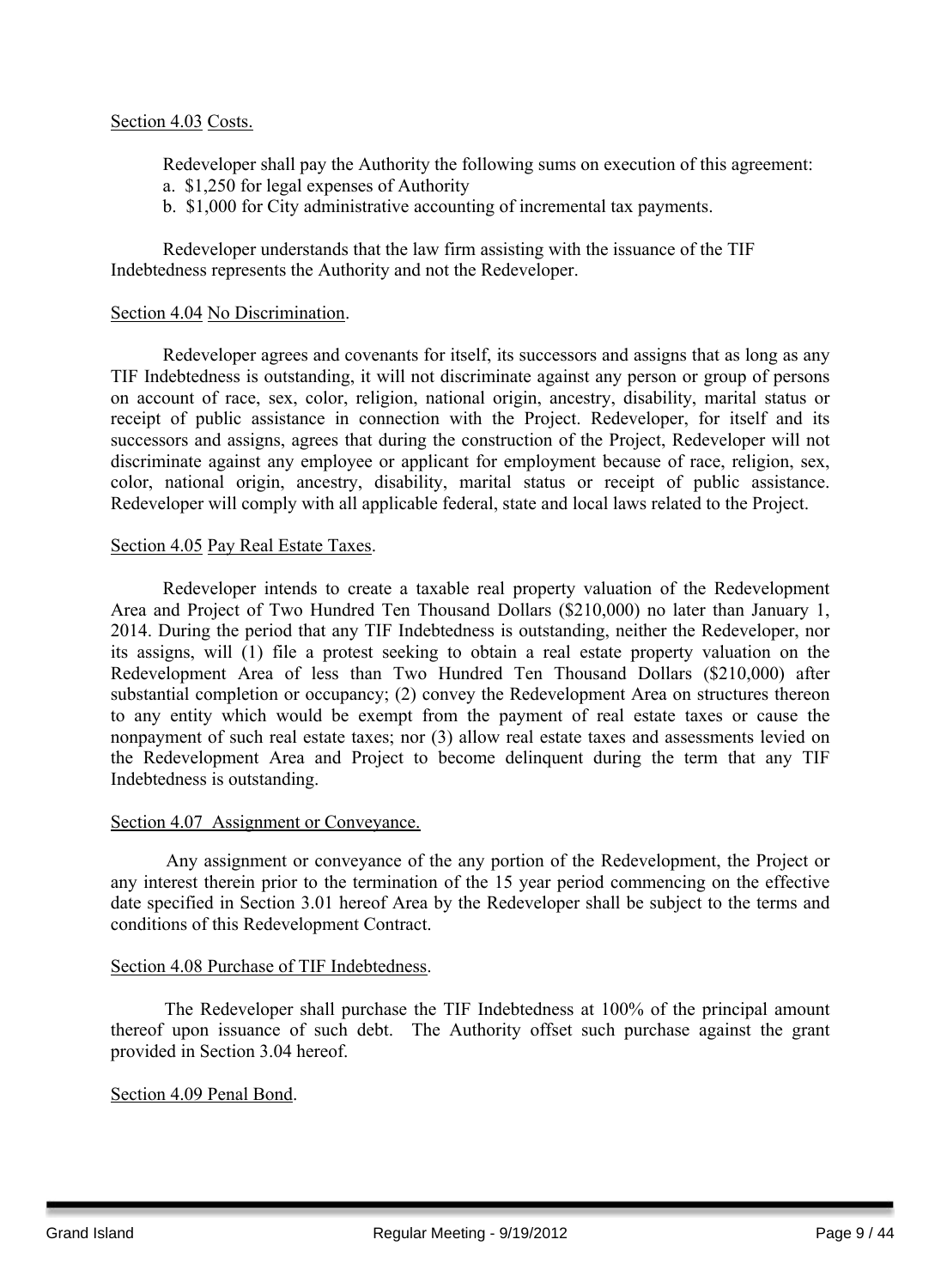Section 4.03 Costs.

Redeveloper shall pay the Authority the following sums on execution of this agreement:

a. $1,250 for legal expenses of Authority
b. $1,000 for City administrative accounting of incremental tax payments.

Redeveloper understands that the law firm assisting with the issuance of the TIF Indebtedness represents the Authority and not the Redeveloper.

Section 4.04 No Discrimination.

Redeveloper agrees and covenants for itself, its successors and assigns that as long as any TIF Indebtedness is outstanding, it will not discriminate against any person or group of persons on account of race, sex, color, religion, national origin, ancestry, disability, marital status or receipt of public assistance in connection with the Project. Redeveloper, for itself and its successors and assigns, agrees that during the construction of the Project, Redeveloper will not discriminate against any employee or applicant for employment because of race, religion, sex, color, national origin, ancestry, disability, marital status or receipt of public assistance. Redeveloper will comply with all applicable federal, state and local laws related to the Project.

Section 4.05 Pay Real Estate Taxes.

Redeveloper intends to create a taxable real property valuation of the Redevelopment Area and Project of Two Hundred Ten Thousand Dollars ($210,000) no later than January 1, 2014. During the period that any TIF Indebtedness is outstanding, neither the Redeveloper, nor its assigns, will (1) file a protest seeking to obtain a real estate property valuation on the Redevelopment Area of less than Two Hundred Ten Thousand Dollars ($210,000) after substantial completion or occupancy; (2) convey the Redevelopment Area on structures thereon to any entity which would be exempt from the payment of real estate taxes or cause the nonpayment of such real estate taxes; nor (3) allow real estate taxes and assessments levied on the Redevelopment Area and Project to become delinquent during the term that any TIF Indebtedness is outstanding.

Section 4.07 Assignment or Conveyance.

Any assignment or conveyance of the any portion of the Redevelopment, the Project or any interest therein prior to the termination of the 15 year period commencing on the effective date specified in Section 3.01 hereof Area by the Redeveloper shall be subject to the terms and conditions of this Redevelopment Contract.

Section 4.08 Purchase of TIF Indebtedness.

The Redeveloper shall purchase the TIF Indebtedness at 100% of the principal amount thereof upon issuance of such debt. The Authority offset such purchase against the grant provided in Section 3.04 hereof.

Section 4.09 Penal Bond.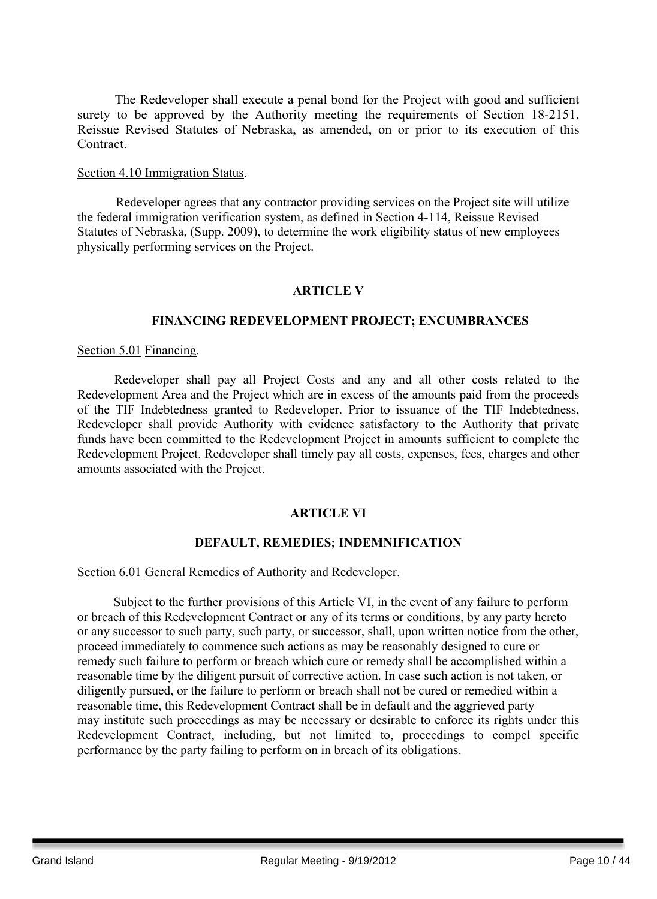The Redeveloper shall execute a penal bond for the Project with good and sufficient surety to be approved by the Authority meeting the requirements of Section 18-2151, Reissue Revised Statutes of Nebraska, as amended, on or prior to its execution of this Contract.

Section 4.10 Immigration Status.

Redeveloper agrees that any contractor providing services on the Project site will utilize the federal immigration verification system, as defined in Section 4-114, Reissue Revised Statutes of Nebraska, (Supp. 2009), to determine the work eligibility status of new employees physically performing services on the Project.

## ARTICLE V

## FINANCING REDEVELOPMENT PROJECT; ENCUMBRANCES

Section 5.01 Financing.

Redeveloper shall pay all Project Costs and any and all other costs related to the Redevelopment Area and the Project which are in excess of the amounts paid from the proceeds of the TIF Indebtedness granted to Redeveloper. Prior to issuance of the TIF Indebtedness, Redeveloper shall provide Authority with evidence satisfactory to the Authority that private funds have been committed to the Redevelopment Project in amounts sufficient to complete the Redevelopment Project. Redeveloper shall timely pay all costs, expenses, fees, charges and other amounts associated with the Project.

## ARTICLE VI

## DEFAULT, REMEDIES; INDEMNIFICATION

Section 6.01 General Remedies of Authority and Redeveloper.

Subject to the further provisions of this Article VI, in the event of any failure to perform or breach of this Redevelopment Contract or any of its terms or conditions, by any party hereto or any successor to such party, such party, or successor, shall, upon written notice from the other, proceed immediately to commence such actions as may be reasonably designed to cure or remedy such failure to perform or breach which cure or remedy shall be accomplished within a reasonable time by the diligent pursuit of corrective action. In case such action is not taken, or diligently pursued, or the failure to perform or breach shall not be cured or remedied within a reasonable time, this Redevelopment Contract shall be in default and the aggrieved party may institute such proceedings as may be necessary or desirable to enforce its rights under this Redevelopment Contract, including, but not limited to, proceedings to compel specific performance by the party failing to perform on in breach of its obligations.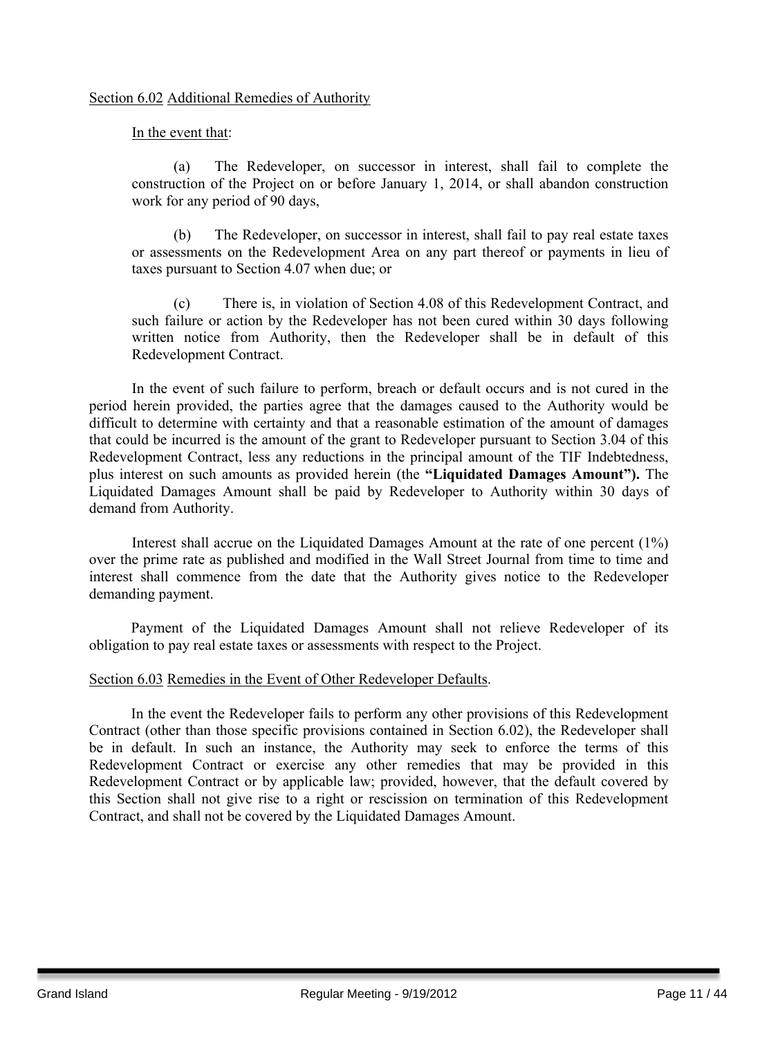Section 6.02 Additional Remedies of Authority

In the event that:

(a) The Redeveloper, on successor in interest, shall fail to complete the construction of the Project on or before January 1, 2014, or shall abandon construction work for any period of 90 days,

(b) The Redeveloper, on successor in interest, shall fail to pay real estate taxes or assessments on the Redevelopment Area on any part thereof or payments in lieu of taxes pursuant to Section 4.07 when due; or

(c) There is, in violation of Section 4.08 of this Redevelopment Contract, and such failure or action by the Redeveloper has not been cured within 30 days following written notice from Authority, then the Redeveloper shall be in default of this Redevelopment Contract.

In the event of such failure to perform, breach or default occurs and is not cured in the period herein provided, the parties agree that the damages caused to the Authority would be difficult to determine with certainty and that a reasonable estimation of the amount of damages that could be incurred is the amount of the grant to Redeveloper pursuant to Section 3.04 of this Redevelopment Contract, less any reductions in the principal amount of the TIF Indebtedness, plus interest on such amounts as provided herein (the **"Liquidated Damages Amount").** The Liquidated Damages Amount shall be paid by Redeveloper to Authority within 30 days of demand from Authority.

Interest shall accrue on the Liquidated Damages Amount at the rate of one percent (1%) over the prime rate as published and modified in the Wall Street Journal from time to time and interest shall commence from the date that the Authority gives notice to the Redeveloper demanding payment.

Payment of the Liquidated Damages Amount shall not relieve Redeveloper of its obligation to pay real estate taxes or assessments with respect to the Project.

Section 6.03 Remedies in the Event of Other Redeveloper Defaults.

In the event the Redeveloper fails to perform any other provisions of this Redevelopment Contract (other than those specific provisions contained in Section 6.02), the Redeveloper shall be in default. In such an instance, the Authority may seek to enforce the terms of this Redevelopment Contract or exercise any other remedies that may be provided in this Redevelopment Contract or by applicable law; provided, however, that the default covered by this Section shall not give rise to a right or rescission on termination of this Redevelopment Contract, and shall not be covered by the Liquidated Damages Amount.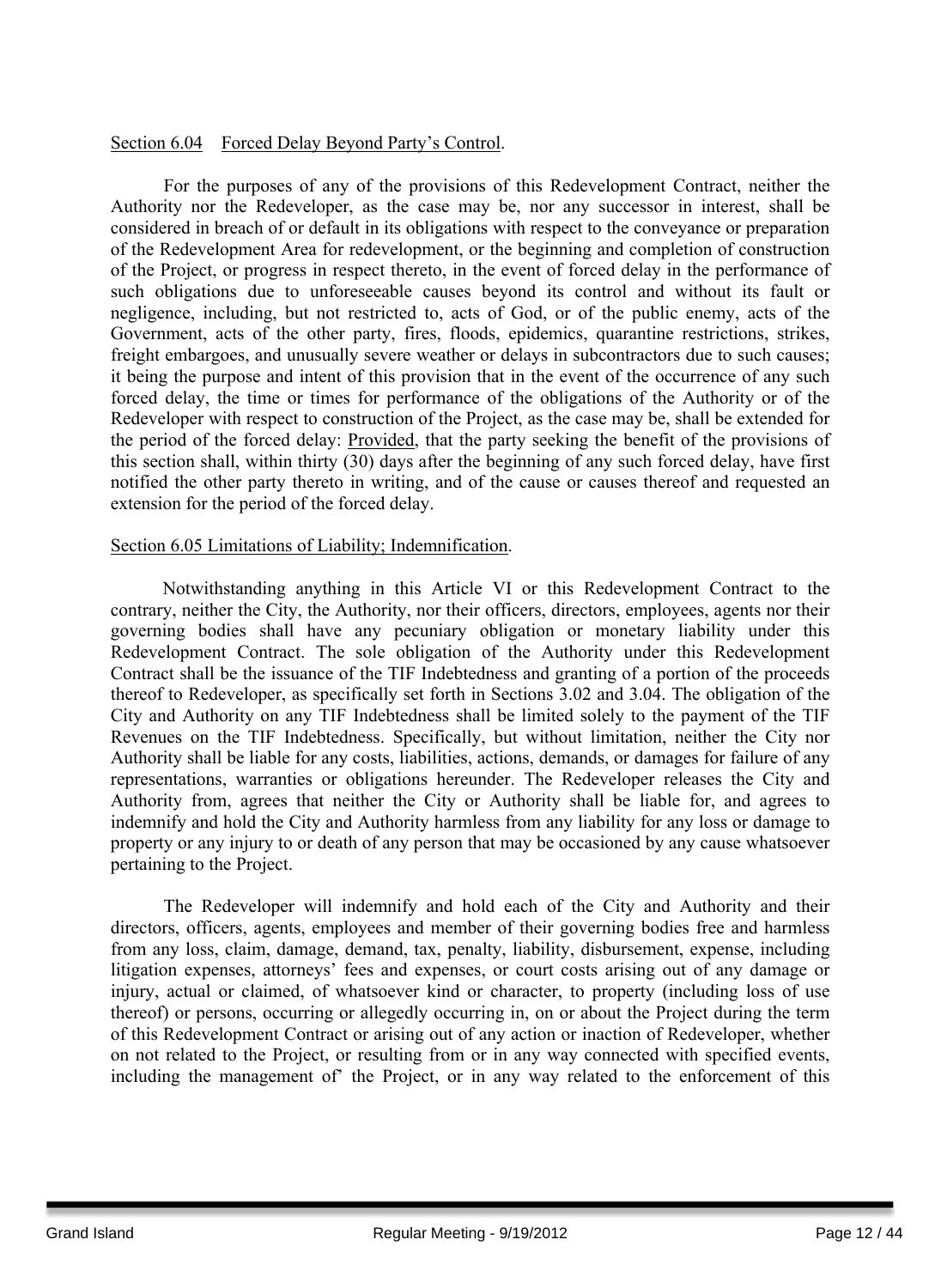Section 6.04 Forced Delay Beyond Party's Control.

For the purposes of any of the provisions of this Redevelopment Contract, neither the Authority nor the Redeveloper, as the case may be, nor any successor in interest, shall be considered in breach of or default in its obligations with respect to the conveyance or preparation of the Redevelopment Area for redevelopment, or the beginning and completion of construction of the Project, or progress in respect thereto, in the event of forced delay in the performance of such obligations due to unforeseeable causes beyond its control and without its fault or negligence, including, but not restricted to, acts of God, or of the public enemy, acts of the Government, acts of the other party, fires, floods, epidemics, quarantine restrictions, strikes, freight embargoes, and unusually severe weather or delays in subcontractors due to such causes; it being the purpose and intent of this provision that in the event of the occurrence of any such forced delay, the time or times for performance of the obligations of the Authority or of the Redeveloper with respect to construction of the Project, as the case may be, shall be extended for the period of the forced delay: Provided, that the party seeking the benefit of the provisions of this section shall, within thirty (30) days after the beginning of any such forced delay, have first notified the other party thereto in writing, and of the cause or causes thereof and requested an extension for the period of the forced delay.

Section 6.05 Limitations of Liability; Indemnification.

Notwithstanding anything in this Article VI or this Redevelopment Contract to the contrary, neither the City, the Authority, nor their officers, directors, employees, agents nor their governing bodies shall have any pecuniary obligation or monetary liability under this Redevelopment Contract. The sole obligation of the Authority under this Redevelopment Contract shall be the issuance of the TIF Indebtedness and granting of a portion of the proceeds thereof to Redeveloper, as specifically set forth in Sections 3.02 and 3.04. The obligation of the City and Authority on any TIF Indebtedness shall be limited solely to the payment of the TIF Revenues on the TIF Indebtedness. Specifically, but without limitation, neither the City nor Authority shall be liable for any costs, liabilities, actions, demands, or damages for failure of any representations, warranties or obligations hereunder. The Redeveloper releases the City and Authority from, agrees that neither the City or Authority shall be liable for, and agrees to indemnify and hold the City and Authority harmless from any liability for any loss or damage to property or any injury to or death of any person that may be occasioned by any cause whatsoever pertaining to the Project.

The Redeveloper will indemnify and hold each of the City and Authority and their directors, officers, agents, employees and member of their governing bodies free and harmless from any loss, claim, damage, demand, tax, penalty, liability, disbursement, expense, including litigation expenses, attorneys' fees and expenses, or court costs arising out of any damage or injury, actual or claimed, of whatsoever kind or character, to property (including loss of use thereof) or persons, occurring or allegedly occurring in, on or about the Project during the term of this Redevelopment Contract or arising out of any action or inaction of Redeveloper, whether on not related to the Project, or resulting from or in any way connected with specified events, including the management of' the Project, or in any way related to the enforcement of this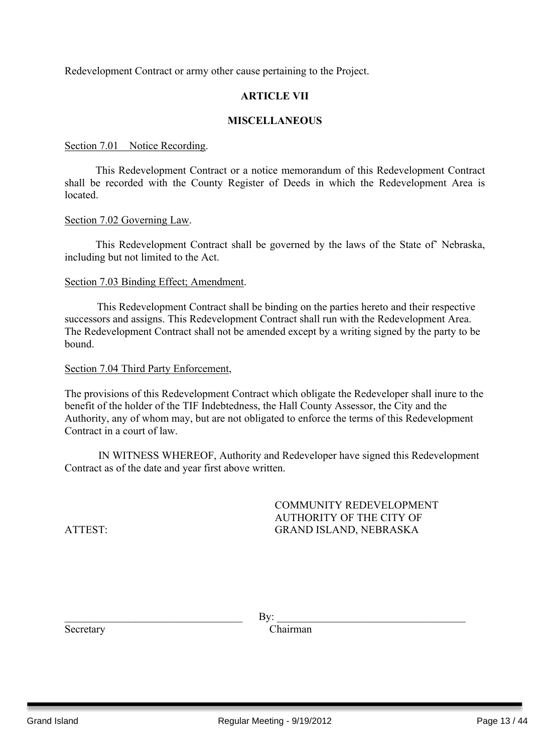Redevelopment Contract or army other cause pertaining to the Project.

**ARTICLE VII**

**MISCELLANEOUS**

Section 7.01 Notice Recording.

This Redevelopment Contract or a notice memorandum of this Redevelopment Contract shall be recorded with the County Register of Deeds in which the Redevelopment Area is located.

Section 7.02 Governing Law.

This Redevelopment Contract shall be governed by the laws of the State of' Nebraska, including but not limited to the Act.

Section 7.03 Binding Effect; Amendment.

This Redevelopment Contract shall be binding on the parties hereto and their respective successors and assigns. This Redevelopment Contract shall run with the Redevelopment Area. The Redevelopment Contract shall not be amended except by a writing signed by the party to be bound.

Section 7.04 Third Party Enforcement,

The provisions of this Redevelopment Contract which obligate the Redeveloper shall inure to the benefit of the holder of the TIF Indebtedness, the Hall County Assessor, the City and the Authority, any of whom may, but are not obligated to enforce the terms of this Redevelopment Contract in a court of law.

IN WITNESS WHEREOF, Authority and Redeveloper have signed this Redevelopment Contract as of the date and year first above written.

COMMUNITY REDEVELOPMENT
AUTHORITY OF THE CITY OF
GRAND ISLAND, NEBRASKA

ATTEST:

\_\_\_\_\_\_\_\_\_\_\_\_\_\_\_\_\_\_\_\_\_\_\_\_\_\_\_\_\_\_\_\_\_\_ By: \_\_\_\_\_\_\_\_\_\_\_\_\_\_\_\_\_\_\_\_\_\_\_\_\_\_\_\_\_\_\_\_\_\_\_\_

Secretary Chairman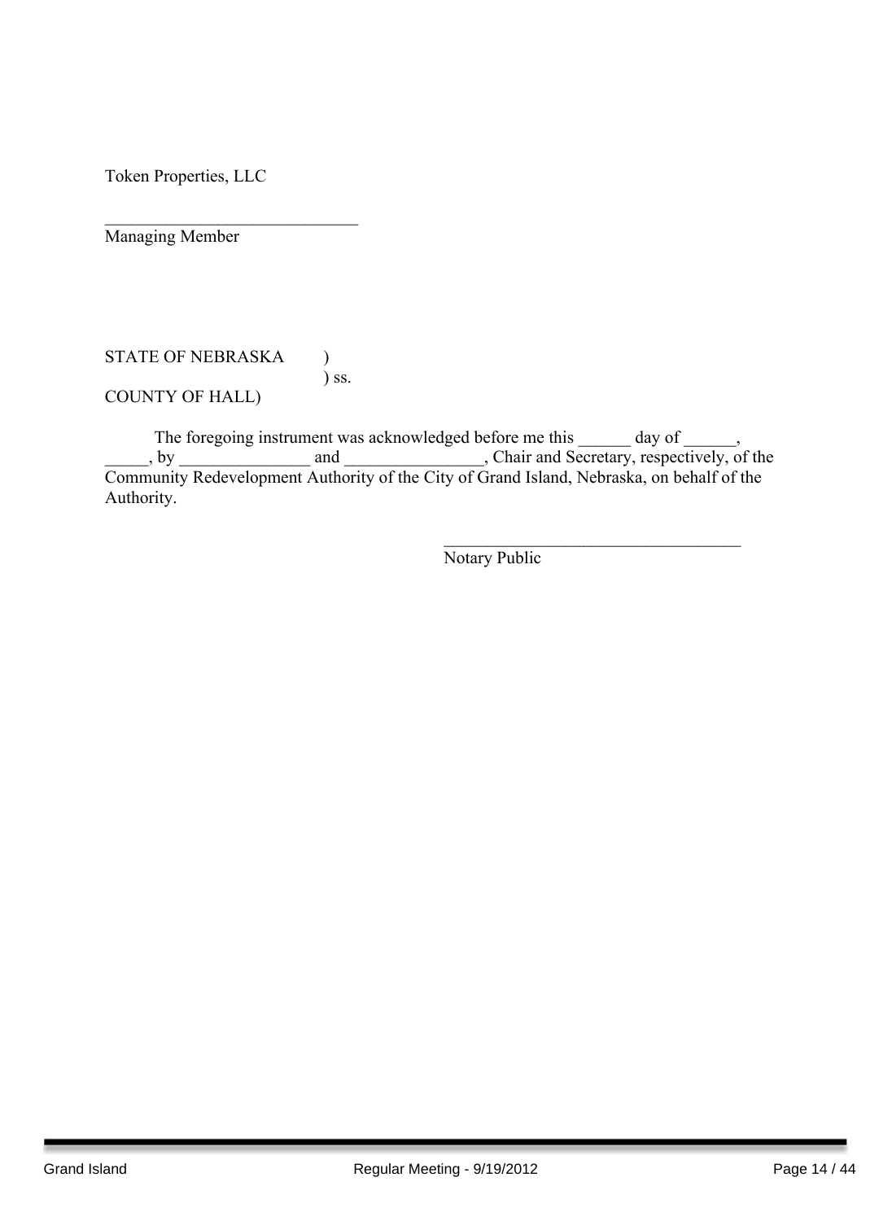Token Properties, LLC

_____________________________
Managing Member

STATE OF NEBRASKA )
) ss.
COUNTY OF HALL)

The foregoing instrument was acknowledged before me this ______ day of ______, _____, by _______________ and ________________, Chair and Secretary, respectively, of the Community Redevelopment Authority of the City of Grand Island, Nebraska, on behalf of the Authority.

___________________________________
Notary Public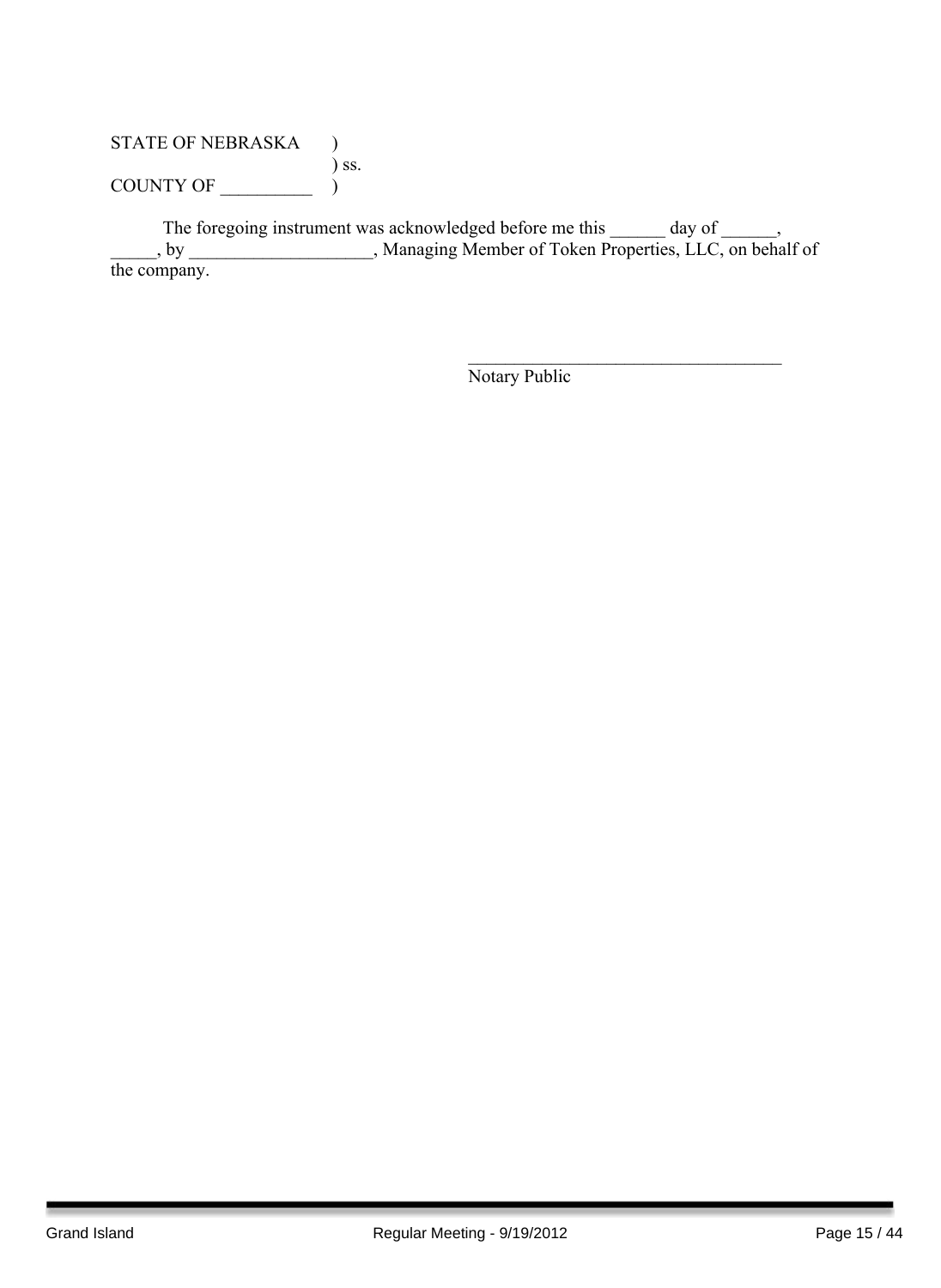STATE OF NEBRASKA )
) ss.
COUNTY OF __________ )

The foregoing instrument was acknowledged before me this ______ day of ______, _____, by ____________________, Managing Member of Token Properties, LLC, on behalf of the company.

___________________________________
Notary Public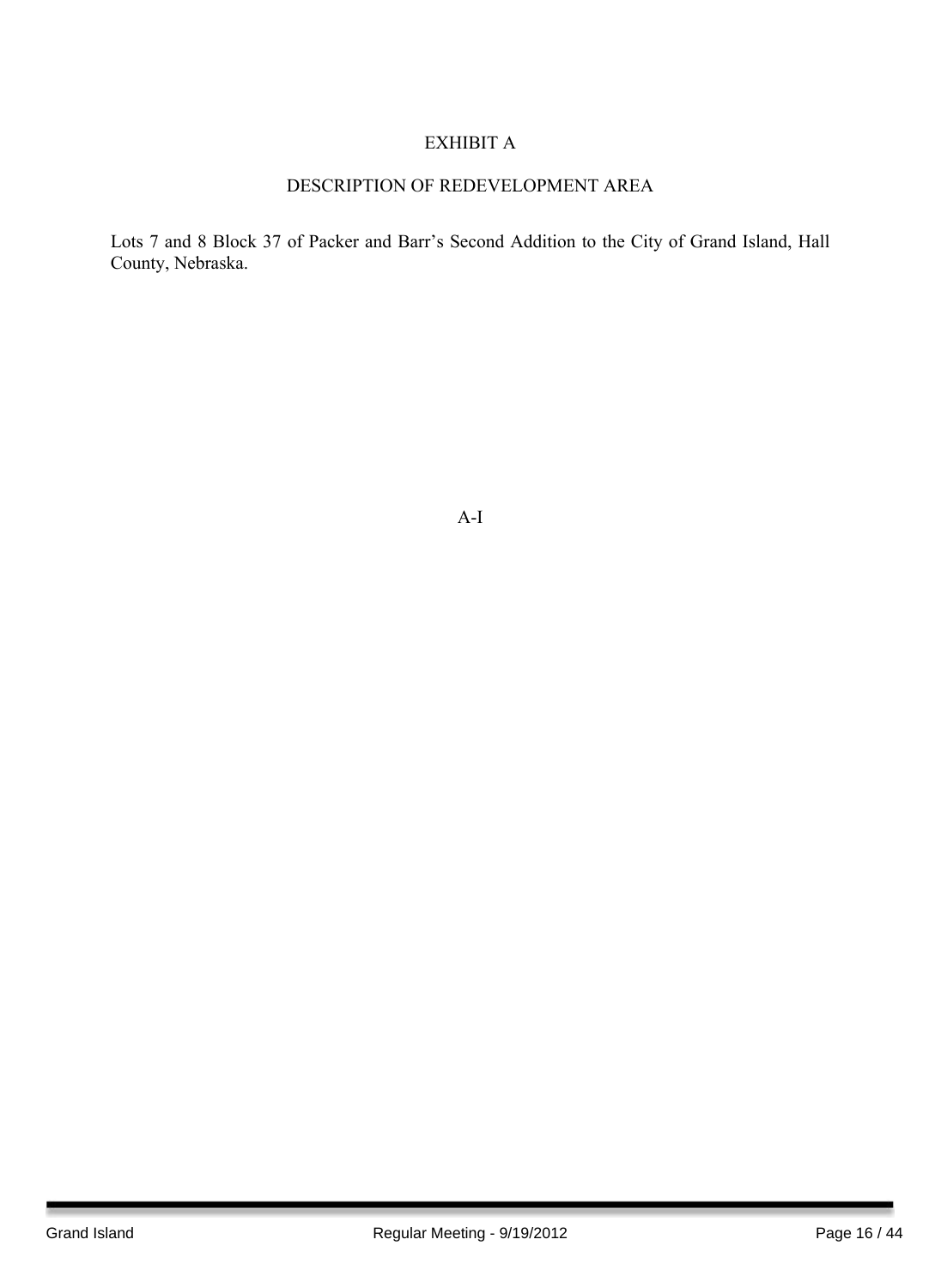# EXHIBIT A

## DESCRIPTION OF REDEVELOPMENT AREA

Lots 7 and 8 Block 37 of Packer and Barr's Second Addition to the City of Grand Island, Hall County, Nebraska.

A-I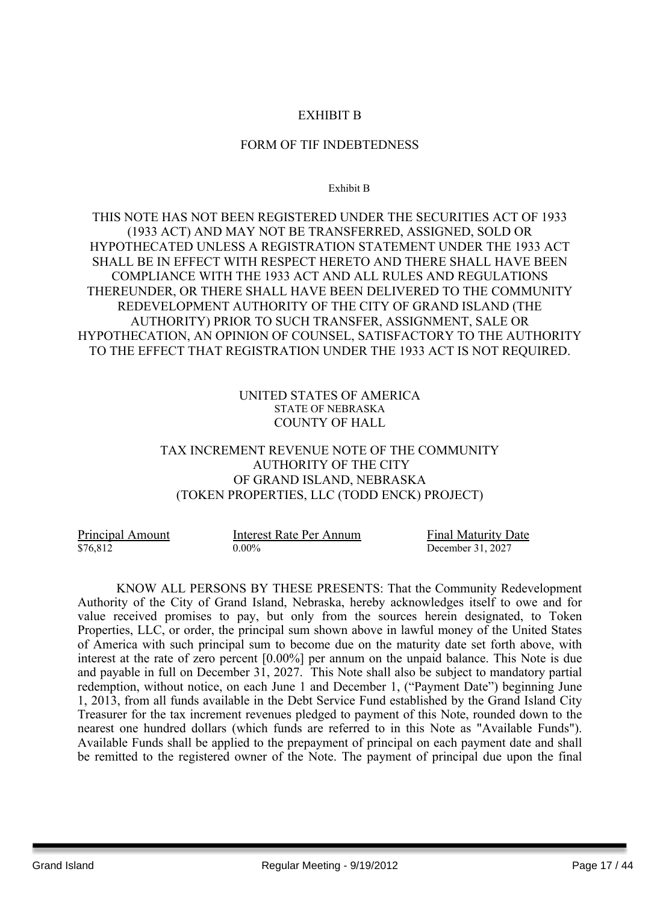EXHIBIT B

FORM OF TIF INDEBTEDNESS

Exhibit B

THIS NOTE HAS NOT BEEN REGISTERED UNDER THE SECURITIES ACT OF 1933 (1933 ACT) AND MAY NOT BE TRANSFERRED, ASSIGNED, SOLD OR HYPOTHECATED UNLESS A REGISTRATION STATEMENT UNDER THE 1933 ACT SHALL BE IN EFFECT WITH RESPECT HERETO AND THERE SHALL HAVE BEEN COMPLIANCE WITH THE 1933 ACT AND ALL RULES AND REGULATIONS THEREUNDER, OR THERE SHALL HAVE BEEN DELIVERED TO THE COMMUNITY REDEVELOPMENT AUTHORITY OF THE CITY OF GRAND ISLAND (THE AUTHORITY) PRIOR TO SUCH TRANSFER, ASSIGNMENT, SALE OR HYPOTHECATION, AN OPINION OF COUNSEL, SATISFACTORY TO THE AUTHORITY TO THE EFFECT THAT REGISTRATION UNDER THE 1933 ACT IS NOT REQUIRED.

UNITED STATES OF AMERICA
STATE OF NEBRASKA
COUNTY OF HALL

TAX INCREMENT REVENUE NOTE OF THE COMMUNITY AUTHORITY OF THE CITY OF GRAND ISLAND, NEBRASKA
(TOKEN PROPERTIES, LLC (TODD ENCK) PROJECT)

| Principal Amount | Interest Rate Per Annum | Final Maturity Date |
|---|---|---|
| $76,812 | 0.00% | December 31, 2027 |

KNOW ALL PERSONS BY THESE PRESENTS: That the Community Redevelopment Authority of the City of Grand Island, Nebraska, hereby acknowledges itself to owe and for value received promises to pay, but only from the sources herein designated, to Token Properties, LLC, or order, the principal sum shown above in lawful money of the United States of America with such principal sum to become due on the maturity date set forth above, with interest at the rate of zero percent [0.00%] per annum on the unpaid balance. This Note is due and payable in full on December 31, 2027. This Note shall also be subject to mandatory partial redemption, without notice, on each June 1 and December 1, ("Payment Date") beginning June 1, 2013, from all funds available in the Debt Service Fund established by the Grand Island City Treasurer for the tax increment revenues pledged to payment of this Note, rounded down to the nearest one hundred dollars (which funds are referred to in this Note as "Available Funds"). Available Funds shall be applied to the prepayment of principal on each payment date and shall be remitted to the registered owner of the Note. The payment of principal due upon the final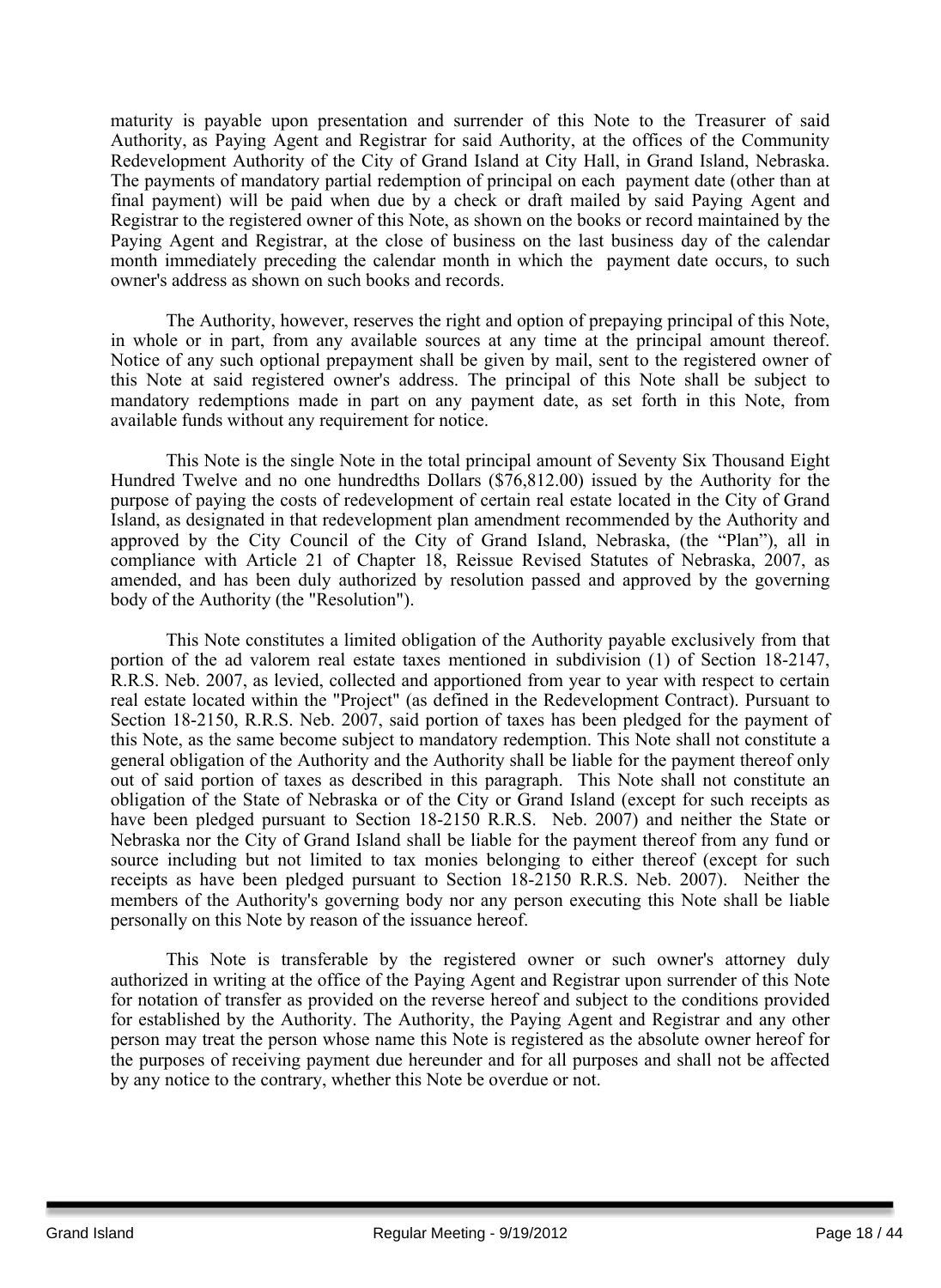maturity is payable upon presentation and surrender of this Note to the Treasurer of said Authority, as Paying Agent and Registrar for said Authority, at the offices of the Community Redevelopment Authority of the City of Grand Island at City Hall, in Grand Island, Nebraska. The payments of mandatory partial redemption of principal on each payment date (other than at final payment) will be paid when due by a check or draft mailed by said Paying Agent and Registrar to the registered owner of this Note, as shown on the books or record maintained by the Paying Agent and Registrar, at the close of business on the last business day of the calendar month immediately preceding the calendar month in which the payment date occurs, to such owner's address as shown on such books and records.

The Authority, however, reserves the right and option of prepaying principal of this Note, in whole or in part, from any available sources at any time at the principal amount thereof. Notice of any such optional prepayment shall be given by mail, sent to the registered owner of this Note at said registered owner's address. The principal of this Note shall be subject to mandatory redemptions made in part on any payment date, as set forth in this Note, from available funds without any requirement for notice.

This Note is the single Note in the total principal amount of Seventy Six Thousand Eight Hundred Twelve and no one hundredths Dollars ($76,812.00) issued by the Authority for the purpose of paying the costs of redevelopment of certain real estate located in the City of Grand Island, as designated in that redevelopment plan amendment recommended by the Authority and approved by the City Council of the City of Grand Island, Nebraska, (the "Plan"), all in compliance with Article 21 of Chapter 18, Reissue Revised Statutes of Nebraska, 2007, as amended, and has been duly authorized by resolution passed and approved by the governing body of the Authority (the "Resolution").

This Note constitutes a limited obligation of the Authority payable exclusively from that portion of the ad valorem real estate taxes mentioned in subdivision (1) of Section 18-2147, R.R.S. Neb. 2007, as levied, collected and apportioned from year to year with respect to certain real estate located within the "Project" (as defined in the Redevelopment Contract). Pursuant to Section 18-2150, R.R.S. Neb. 2007, said portion of taxes has been pledged for the payment of this Note, as the same become subject to mandatory redemption. This Note shall not constitute a general obligation of the Authority and the Authority shall be liable for the payment thereof only out of said portion of taxes as described in this paragraph. This Note shall not constitute an obligation of the State of Nebraska or of the City or Grand Island (except for such receipts as have been pledged pursuant to Section 18-2150 R.R.S. Neb. 2007) and neither the State or Nebraska nor the City of Grand Island shall be liable for the payment thereof from any fund or source including but not limited to tax monies belonging to either thereof (except for such receipts as have been pledged pursuant to Section 18-2150 R.R.S. Neb. 2007). Neither the members of the Authority's governing body nor any person executing this Note shall be liable personally on this Note by reason of the issuance hereof.

This Note is transferable by the registered owner or such owner's attorney duly authorized in writing at the office of the Paying Agent and Registrar upon surrender of this Note for notation of transfer as provided on the reverse hereof and subject to the conditions provided for established by the Authority. The Authority, the Paying Agent and Registrar and any other person may treat the person whose name this Note is registered as the absolute owner hereof for the purposes of receiving payment due hereunder and for all purposes and shall not be affected by any notice to the contrary, whether this Note be overdue or not.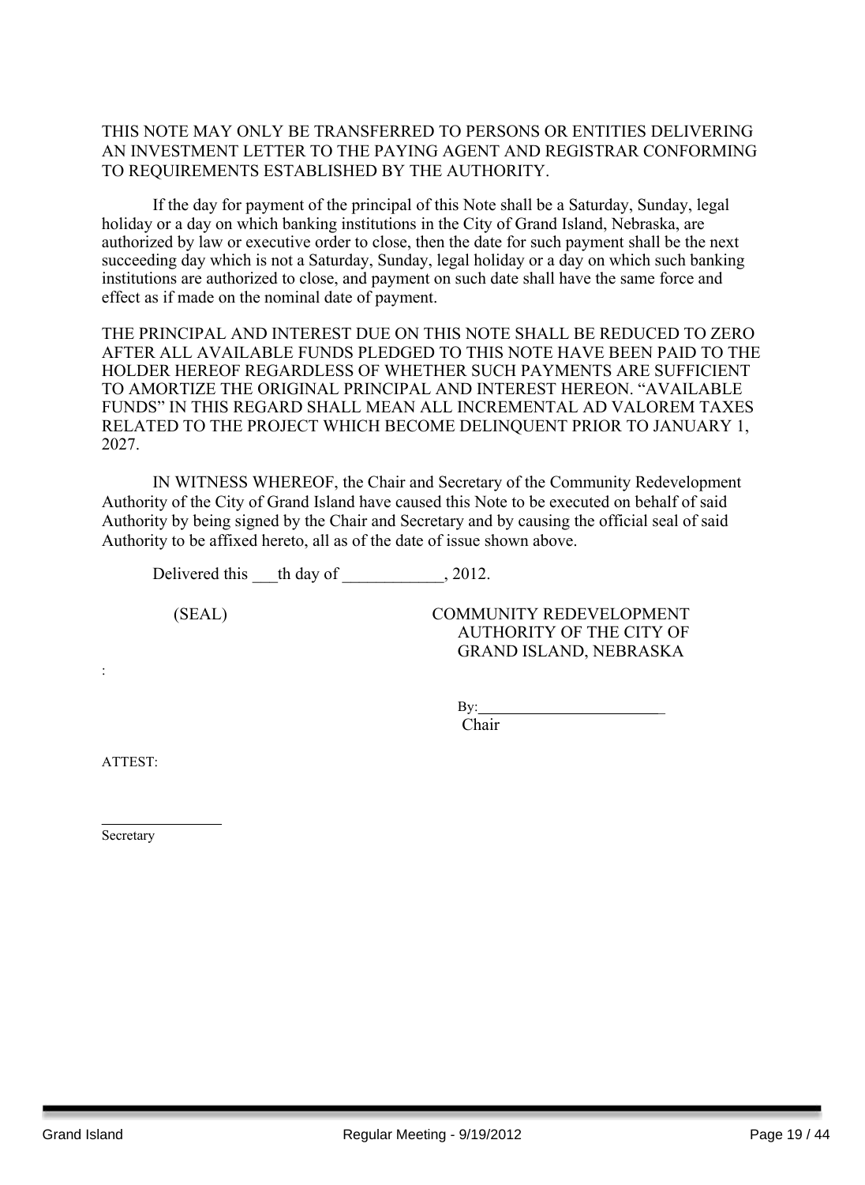THIS NOTE MAY ONLY BE TRANSFERRED TO PERSONS OR ENTITIES DELIVERING AN INVESTMENT LETTER TO THE PAYING AGENT AND REGISTRAR CONFORMING TO REQUIREMENTS ESTABLISHED BY THE AUTHORITY.

If the day for payment of the principal of this Note shall be a Saturday, Sunday, legal holiday or a day on which banking institutions in the City of Grand Island, Nebraska, are authorized by law or executive order to close, then the date for such payment shall be the next succeeding day which is not a Saturday, Sunday, legal holiday or a day on which such banking institutions are authorized to close, and payment on such date shall have the same force and effect as if made on the nominal date of payment.

THE PRINCIPAL AND INTEREST DUE ON THIS NOTE SHALL BE REDUCED TO ZERO AFTER ALL AVAILABLE FUNDS PLEDGED TO THIS NOTE HAVE BEEN PAID TO THE HOLDER HEREOF REGARDLESS OF WHETHER SUCH PAYMENTS ARE SUFFICIENT TO AMORTIZE THE ORIGINAL PRINCIPAL AND INTEREST HEREON. “AVAILABLE FUNDS” IN THIS REGARD SHALL MEAN ALL INCREMENTAL AD VALOREM TAXES RELATED TO THE PROJECT WHICH BECOME DELINQUENT PRIOR TO JANUARY 1, 2027.

IN WITNESS WHEREOF, the Chair and Secretary of the Community Redevelopment Authority of the City of Grand Island have caused this Note to be executed on behalf of said Authority by being signed by the Chair and Secretary and by causing the official seal of said Authority to be affixed hereto, all as of the date of issue shown above.

Delivered this ___th day of ____________, 2012.

(SEAL)

COMMUNITY REDEVELOPMENT AUTHORITY OF THE CITY OF GRAND ISLAND, NEBRASKA

:

By:________________________
Chair

ATTEST:

_______________
Secretary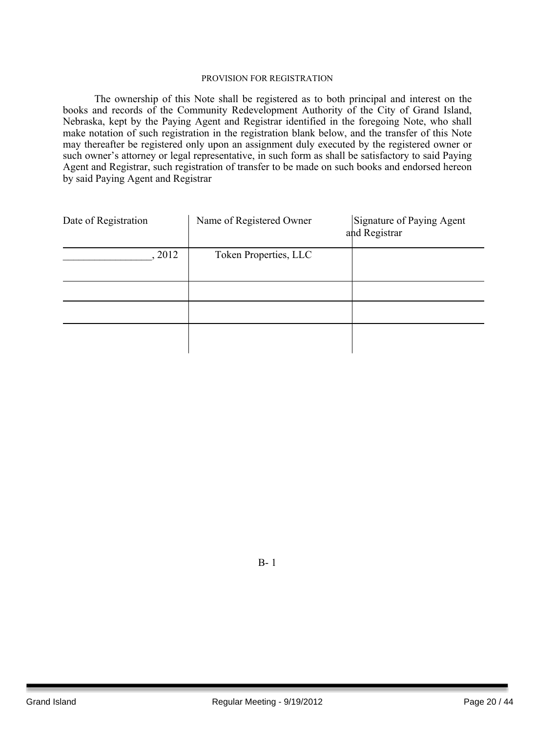PROVISION FOR REGISTRATION

The ownership of this Note shall be registered as to both principal and interest on the books and records of the Community Redevelopment Authority of the City of Grand Island, Nebraska, kept by the Paying Agent and Registrar identified in the foregoing Note, who shall make notation of such registration in the registration blank below, and the transfer of this Note may thereafter be registered only upon an assignment duly executed by the registered owner or such owner's attorney or legal representative, in such form as shall be satisfactory to said Paying Agent and Registrar, such registration of transfer to be made on such books and endorsed hereon by said Paying Agent and Registrar

| Date of Registration | Name of Registered Owner | Signature of Paying Agent and Registrar |
|---|---|---|
| _________________, 2012 | Token Properties, LLC | |
| | | |
| | | |
| | | |

B- 1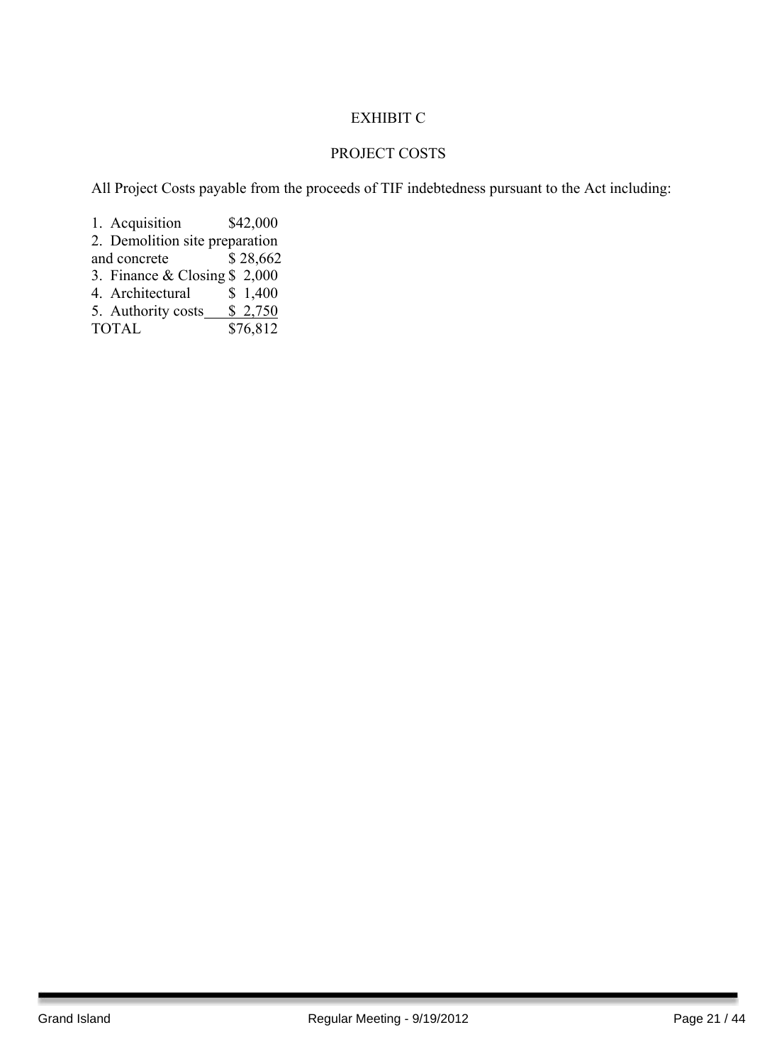# EXHIBIT C

## PROJECT COSTS

All Project Costs payable from the proceeds of TIF indebtedness pursuant to the Act including:

| | |
|---|---|
| 1. Acquisition | $42,000 |
| 2. Demolition site preparation and concrete | $ 28,662 |
| 3. Finance & Closing | $ 2,000 |
| 4. Architectural | $ 1,400 |
| 5. Authority costs | $ 2,750 |
| TOTAL | $76,812 |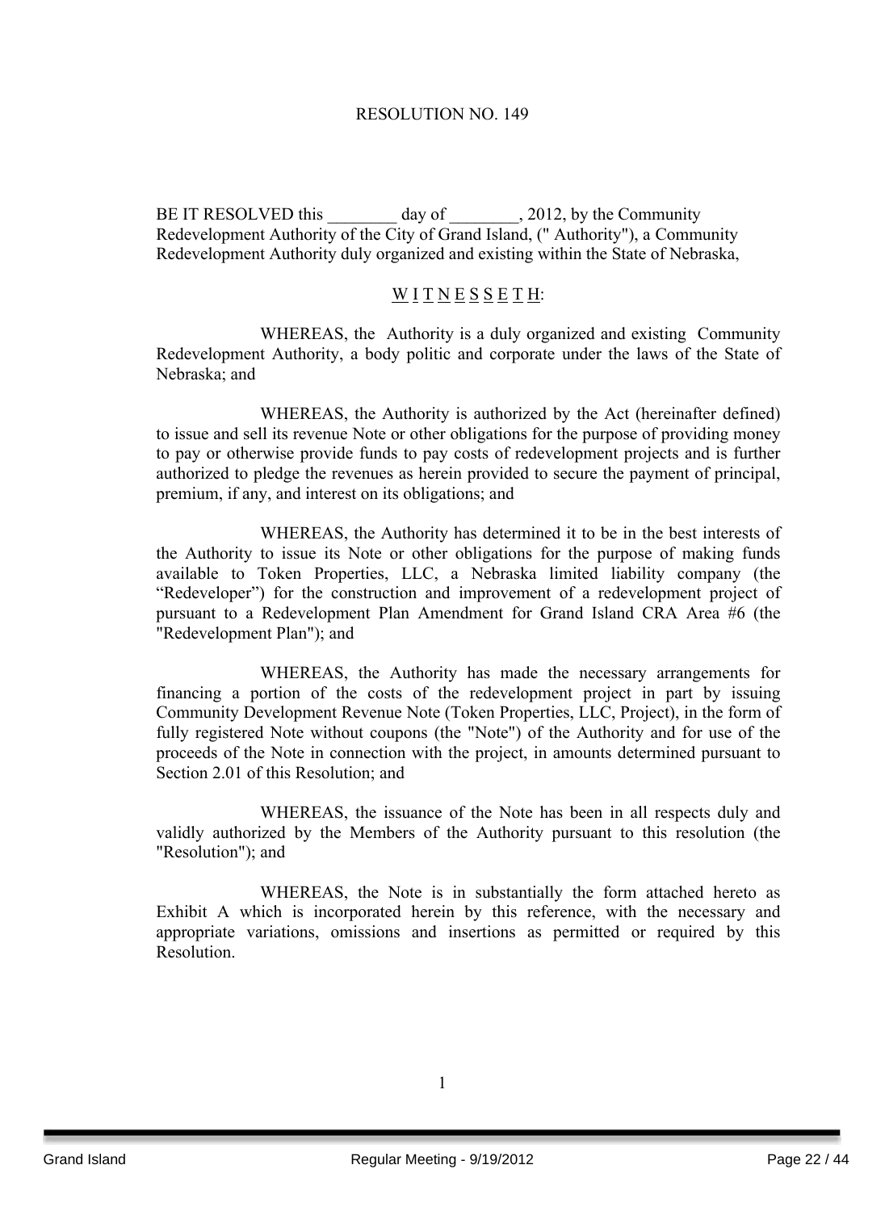RESOLUTION NO. 149

BE IT RESOLVED this ________ day of ________, 2012, by the Community Redevelopment Authority of the City of Grand Island, (" Authority"), a Community Redevelopment Authority duly organized and existing within the State of Nebraska,

W I T N E S S E T H:

WHEREAS, the Authority is a duly organized and existing Community Redevelopment Authority, a body politic and corporate under the laws of the State of Nebraska; and

WHEREAS, the Authority is authorized by the Act (hereinafter defined) to issue and sell its revenue Note or other obligations for the purpose of providing money to pay or otherwise provide funds to pay costs of redevelopment projects and is further authorized to pledge the revenues as herein provided to secure the payment of principal, premium, if any, and interest on its obligations; and

WHEREAS, the Authority has determined it to be in the best interests of the Authority to issue its Note or other obligations for the purpose of making funds available to Token Properties, LLC, a Nebraska limited liability company (the "Redeveloper") for the construction and improvement of a redevelopment project of pursuant to a Redevelopment Plan Amendment for Grand Island CRA Area #6 (the "Redevelopment Plan"); and

WHEREAS, the Authority has made the necessary arrangements for financing a portion of the costs of the redevelopment project in part by issuing Community Development Revenue Note (Token Properties, LLC, Project), in the form of fully registered Note without coupons (the "Note") of the Authority and for use of the proceeds of the Note in connection with the project, in amounts determined pursuant to Section 2.01 of this Resolution; and

WHEREAS, the issuance of the Note has been in all respects duly and validly authorized by the Members of the Authority pursuant to this resolution (the "Resolution"); and

WHEREAS, the Note is in substantially the form attached hereto as Exhibit A which is incorporated herein by this reference, with the necessary and appropriate variations, omissions and insertions as permitted or required by this Resolution.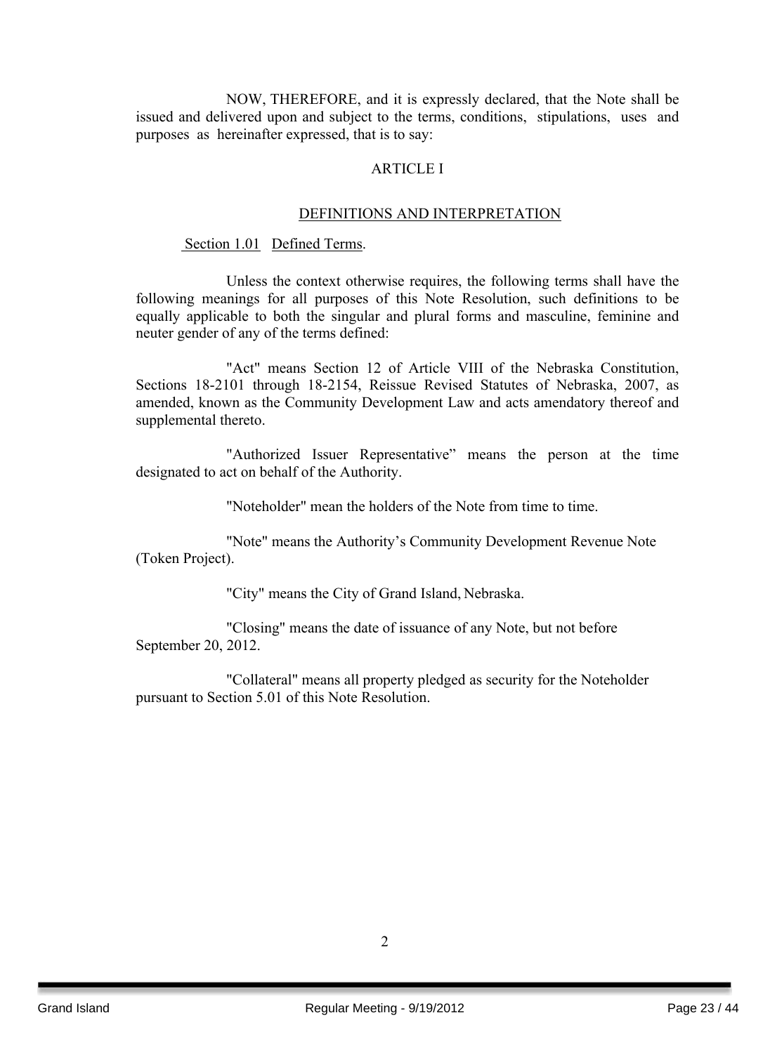NOW, THEREFORE, and it is expressly declared, that the Note shall be issued and delivered upon and subject to the terms, conditions, stipulations, uses and purposes as hereinafter expressed, that is to say:

ARTICLE I

DEFINITIONS AND INTERPRETATION

Section 1.01 Defined Terms.

Unless the context otherwise requires, the following terms shall have the following meanings for all purposes of this Note Resolution, such definitions to be equally applicable to both the singular and plural forms and masculine, feminine and neuter gender of any of the terms defined:

"Act" means Section 12 of Article VIII of the Nebraska Constitution, Sections 18-2101 through 18-2154, Reissue Revised Statutes of Nebraska, 2007, as amended, known as the Community Development Law and acts amendatory thereof and supplemental thereto.

"Authorized Issuer Representative" means the person at the time designated to act on behalf of the Authority.

"Noteholder" mean the holders of the Note from time to time.

"Note" means the Authority's Community Development Revenue Note (Token Project).

"City" means the City of Grand Island, Nebraska.

"Closing" means the date of issuance of any Note, but not before September 20, 2012.

"Collateral" means all property pledged as security for the Noteholder pursuant to Section 5.01 of this Note Resolution.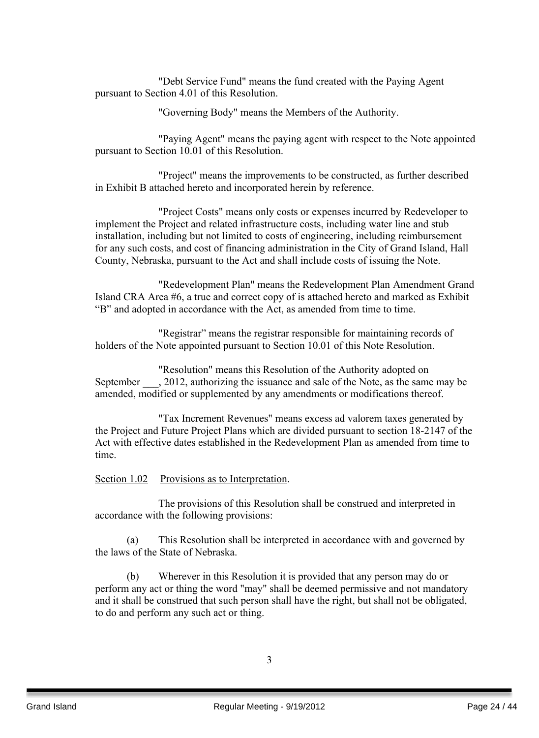"Debt Service Fund" means the fund created with the Paying Agent pursuant to Section 4.01 of this Resolution.

"Governing Body" means the Members of the Authority.

"Paying Agent" means the paying agent with respect to the Note appointed pursuant to Section 10.01 of this Resolution.

"Project" means the improvements to be constructed, as further described in Exhibit B attached hereto and incorporated herein by reference.

"Project Costs" means only costs or expenses incurred by Redeveloper to implement the Project and related infrastructure costs, including water line and stub installation, including but not limited to costs of engineering, including reimbursement for any such costs, and cost of financing administration in the City of Grand Island, Hall County, Nebraska, pursuant to the Act and shall include costs of issuing the Note.

"Redevelopment Plan" means the Redevelopment Plan Amendment Grand Island CRA Area #6, a true and correct copy of is attached hereto and marked as Exhibit "B" and adopted in accordance with the Act, as amended from time to time.

"Registrar" means the registrar responsible for maintaining records of holders of the Note appointed pursuant to Section 10.01 of this Note Resolution.

"Resolution" means this Resolution of the Authority adopted on September ___, 2012, authorizing the issuance and sale of the Note, as the same may be amended, modified or supplemented by any amendments or modifications thereof.

"Tax Increment Revenues" means excess ad valorem taxes generated by the Project and Future Project Plans which are divided pursuant to section 18-2147 of the Act with effective dates established in the Redevelopment Plan as amended from time to time.

Section 1.02 Provisions as to Interpretation.

The provisions of this Resolution shall be construed and interpreted in accordance with the following provisions:

(a) This Resolution shall be interpreted in accordance with and governed by the laws of the State of Nebraska.

(b) Wherever in this Resolution it is provided that any person may do or perform any act or thing the word "may" shall be deemed permissive and not mandatory and it shall be construed that such person shall have the right, but shall not be obligated, to do and perform any such act or thing.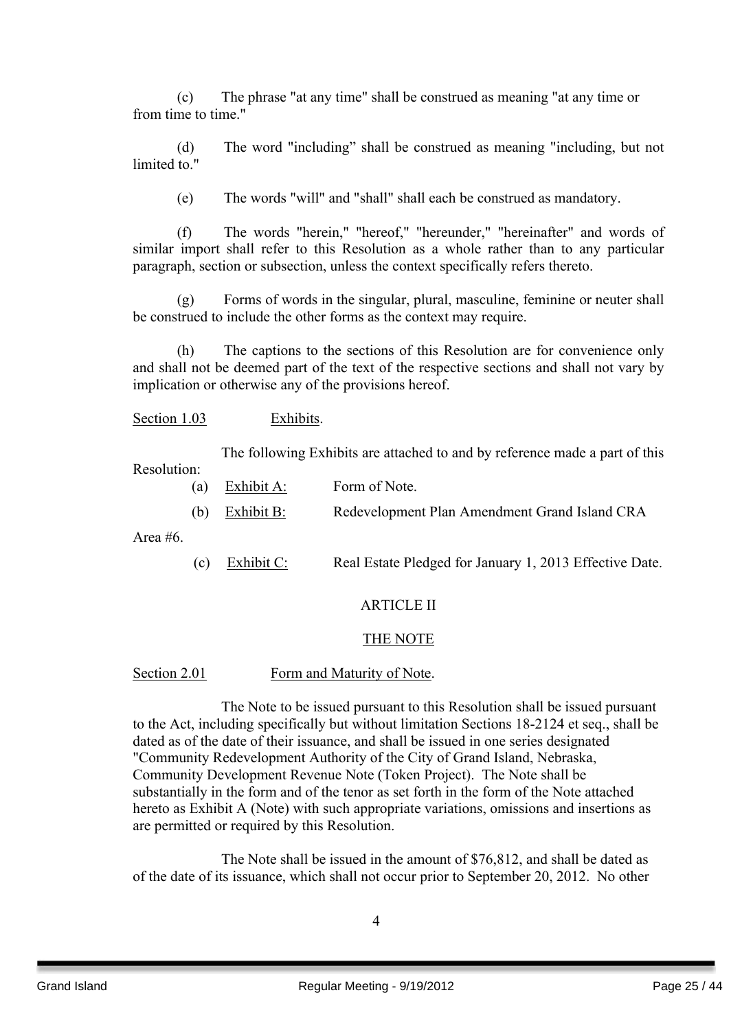(c) The phrase "at any time" shall be construed as meaning "at any time or from time to time."

(d) The word "including" shall be construed as meaning "including, but not limited to."

(e) The words "will" and "shall" shall each be construed as mandatory.

(f) The words "herein," "hereof," "hereunder," "hereinafter" and words of similar import shall refer to this Resolution as a whole rather than to any particular paragraph, section or subsection, unless the context specifically refers thereto.

(g) Forms of words in the singular, plural, masculine, feminine or neuter shall be construed to include the other forms as the context may require.

(h) The captions to the sections of this Resolution are for convenience only and shall not be deemed part of the text of the respective sections and shall not vary by implication or otherwise any of the provisions hereof.

Section 1.03 Exhibits.

The following Exhibits are attached to and by reference made a part of this Resolution:

(a) Exhibit A: Form of Note.

(b) Exhibit B: Redevelopment Plan Amendment Grand Island CRA Area #6.

(c) Exhibit C: Real Estate Pledged for January 1, 2013 Effective Date.

ARTICLE II

THE NOTE

Section 2.01 Form and Maturity of Note.

The Note to be issued pursuant to this Resolution shall be issued pursuant to the Act, including specifically but without limitation Sections 18-2124 et seq., shall be dated as of the date of their issuance, and shall be issued in one series designated "Community Redevelopment Authority of the City of Grand Island, Nebraska, Community Development Revenue Note (Token Project). The Note shall be substantially in the form and of the tenor as set forth in the form of the Note attached hereto as Exhibit A (Note) with such appropriate variations, omissions and insertions as are permitted or required by this Resolution.

The Note shall be issued in the amount of $76,812, and shall be dated as of the date of its issuance, which shall not occur prior to September 20, 2012. No other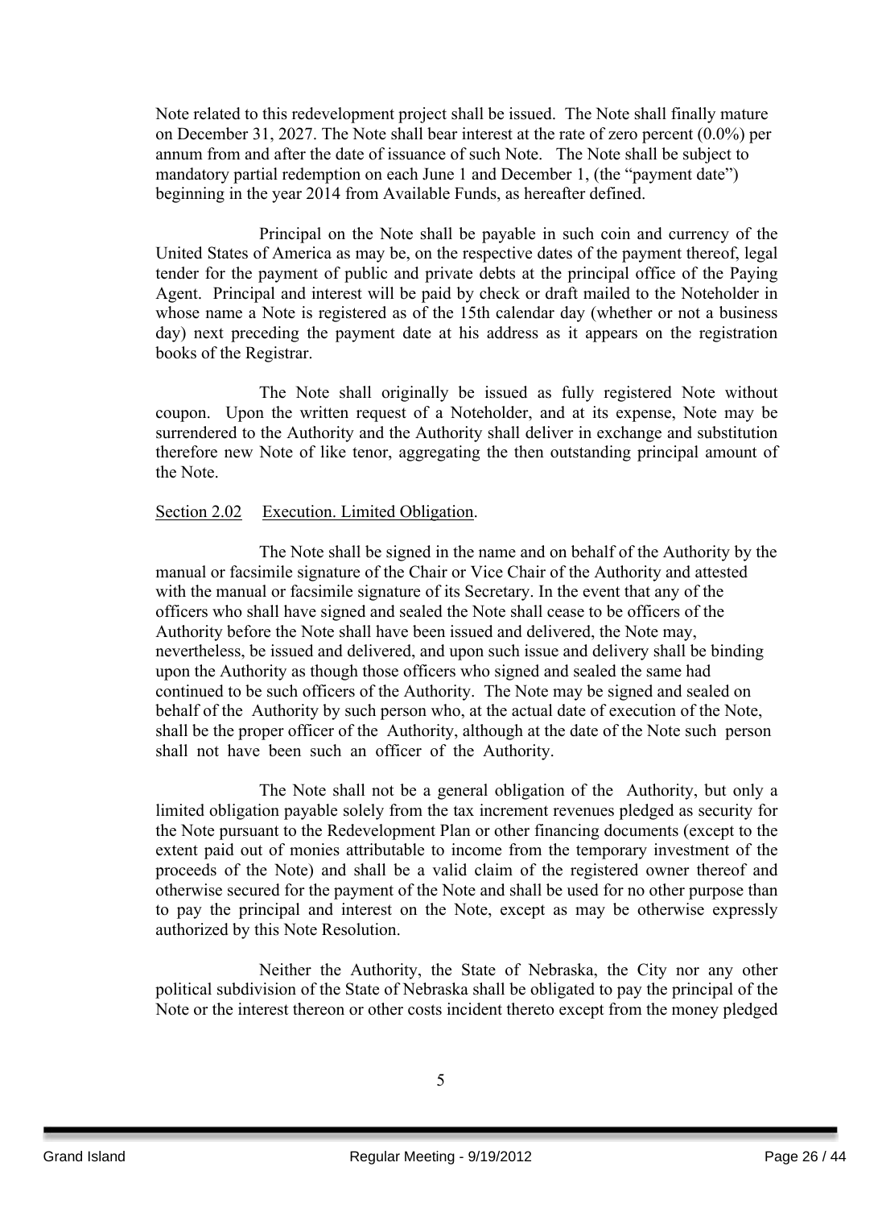Note related to this redevelopment project shall be issued. The Note shall finally mature on December 31, 2027. The Note shall bear interest at the rate of zero percent (0.0%) per annum from and after the date of issuance of such Note. The Note shall be subject to mandatory partial redemption on each June 1 and December 1, (the "payment date") beginning in the year 2014 from Available Funds, as hereafter defined.

Principal on the Note shall be payable in such coin and currency of the United States of America as may be, on the respective dates of the payment thereof, legal tender for the payment of public and private debts at the principal office of the Paying Agent. Principal and interest will be paid by check or draft mailed to the Noteholder in whose name a Note is registered as of the 15th calendar day (whether or not a business day) next preceding the payment date at his address as it appears on the registration books of the Registrar.

The Note shall originally be issued as fully registered Note without coupon. Upon the written request of a Noteholder, and at its expense, Note may be surrendered to the Authority and the Authority shall deliver in exchange and substitution therefore new Note of like tenor, aggregating the then outstanding principal amount of the Note.

Section 2.02 Execution. Limited Obligation.

The Note shall be signed in the name and on behalf of the Authority by the manual or facsimile signature of the Chair or Vice Chair of the Authority and attested with the manual or facsimile signature of its Secretary. In the event that any of the officers who shall have signed and sealed the Note shall cease to be officers of the Authority before the Note shall have been issued and delivered, the Note may, nevertheless, be issued and delivered, and upon such issue and delivery shall be binding upon the Authority as though those officers who signed and sealed the same had continued to be such officers of the Authority. The Note may be signed and sealed on behalf of the Authority by such person who, at the actual date of execution of the Note, shall be the proper officer of the Authority, although at the date of the Note such person shall not have been such an officer of the Authority.

The Note shall not be a general obligation of the Authority, but only a limited obligation payable solely from the tax increment revenues pledged as security for the Note pursuant to the Redevelopment Plan or other financing documents (except to the extent paid out of monies attributable to income from the temporary investment of the proceeds of the Note) and shall be a valid claim of the registered owner thereof and otherwise secured for the payment of the Note and shall be used for no other purpose than to pay the principal and interest on the Note, except as may be otherwise expressly authorized by this Note Resolution.

Neither the Authority, the State of Nebraska, the City nor any other political subdivision of the State of Nebraska shall be obligated to pay the principal of the Note or the interest thereon or other costs incident thereto except from the money pledged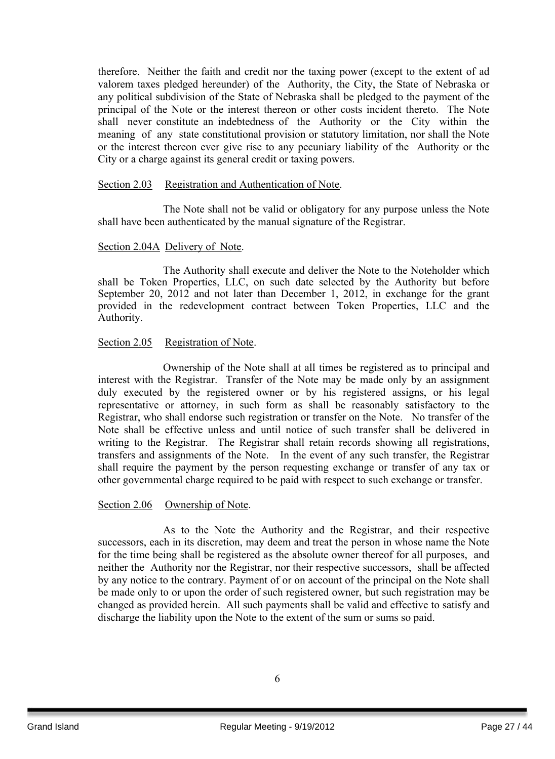therefore. Neither the faith and credit nor the taxing power (except to the extent of ad valorem taxes pledged hereunder) of the Authority, the City, the State of Nebraska or any political subdivision of the State of Nebraska shall be pledged to the payment of the principal of the Note or the interest thereon or other costs incident thereto. The Note shall never constitute an indebtedness of the Authority or the City within the meaning of any state constitutional provision or statutory limitation, nor shall the Note or the interest thereon ever give rise to any pecuniary liability of the Authority or the City or a charge against its general credit or taxing powers.

Section 2.03 Registration and Authentication of Note.

The Note shall not be valid or obligatory for any purpose unless the Note shall have been authenticated by the manual signature of the Registrar.

Section 2.04A Delivery of Note.

The Authority shall execute and deliver the Note to the Noteholder which shall be Token Properties, LLC, on such date selected by the Authority but before September 20, 2012 and not later than December 1, 2012, in exchange for the grant provided in the redevelopment contract between Token Properties, LLC and the Authority.

Section 2.05 Registration of Note.

Ownership of the Note shall at all times be registered as to principal and interest with the Registrar. Transfer of the Note may be made only by an assignment duly executed by the registered owner or by his registered assigns, or his legal representative or attorney, in such form as shall be reasonably satisfactory to the Registrar, who shall endorse such registration or transfer on the Note. No transfer of the Note shall be effective unless and until notice of such transfer shall be delivered in writing to the Registrar. The Registrar shall retain records showing all registrations, transfers and assignments of the Note. In the event of any such transfer, the Registrar shall require the payment by the person requesting exchange or transfer of any tax or other governmental charge required to be paid with respect to such exchange or transfer.

Section 2.06 Ownership of Note.

As to the Note the Authority and the Registrar, and their respective successors, each in its discretion, may deem and treat the person in whose name the Note for the time being shall be registered as the absolute owner thereof for all purposes, and neither the Authority nor the Registrar, nor their respective successors, shall be affected by any notice to the contrary. Payment of or on account of the principal on the Note shall be made only to or upon the order of such registered owner, but such registration may be changed as provided herein. All such payments shall be valid and effective to satisfy and discharge the liability upon the Note to the extent of the sum or sums so paid.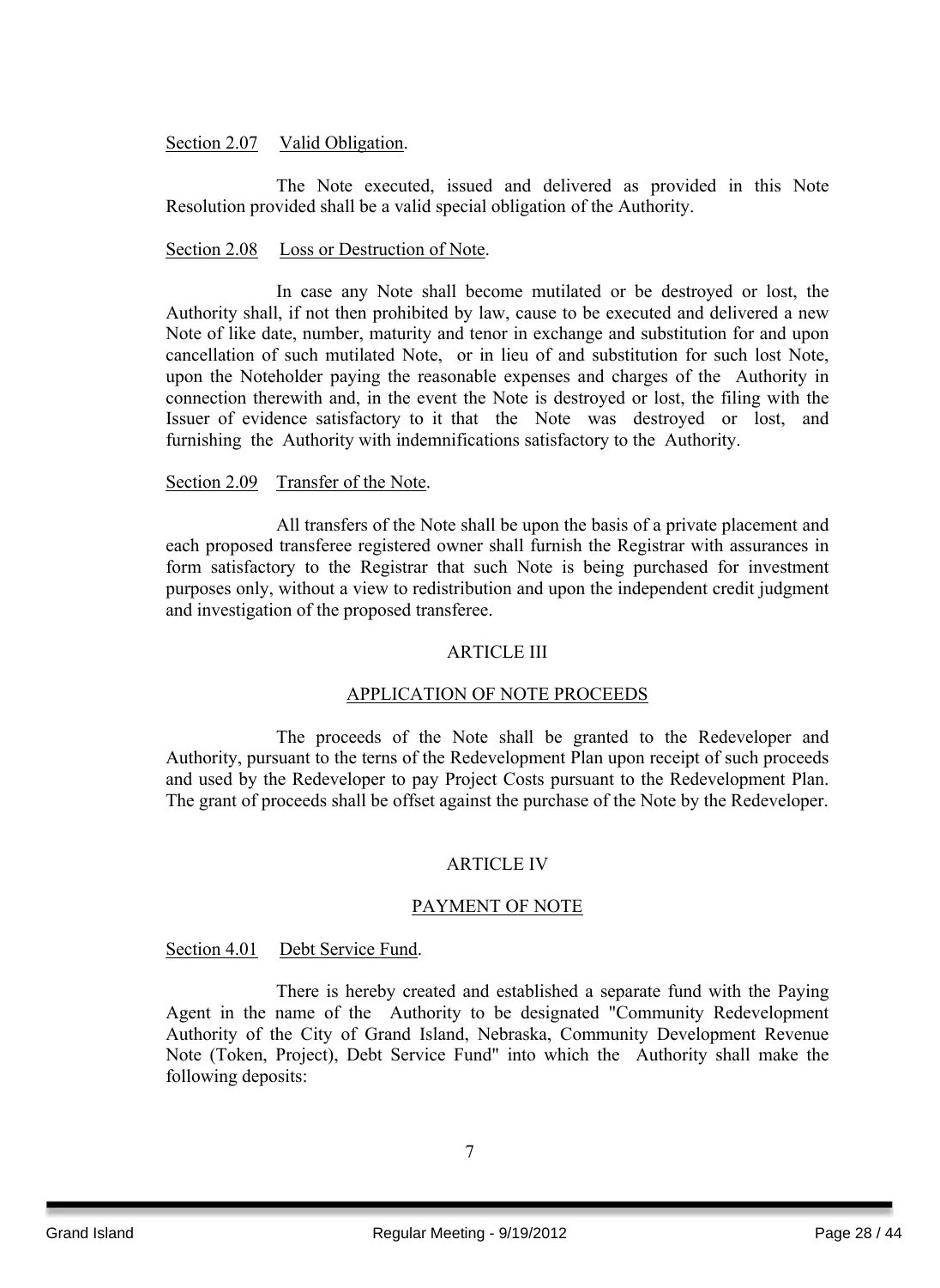Section 2.07 Valid Obligation.

The Note executed, issued and delivered as provided in this Note Resolution provided shall be a valid special obligation of the Authority.

Section 2.08 Loss or Destruction of Note.

In case any Note shall become mutilated or be destroyed or lost, the Authority shall, if not then prohibited by law, cause to be executed and delivered a new Note of like date, number, maturity and tenor in exchange and substitution for and upon cancellation of such mutilated Note, or in lieu of and substitution for such lost Note, upon the Noteholder paying the reasonable expenses and charges of the Authority in connection therewith and, in the event the Note is destroyed or lost, the filing with the Issuer of evidence satisfactory to it that the Note was destroyed or lost, and furnishing the Authority with indemnifications satisfactory to the Authority.

Section 2.09 Transfer of the Note.

All transfers of the Note shall be upon the basis of a private placement and each proposed transferee registered owner shall furnish the Registrar with assurances in form satisfactory to the Registrar that such Note is being purchased for investment purposes only, without a view to redistribution and upon the independent credit judgment and investigation of the proposed transferee.

## ARTICLE III

## APPLICATION OF NOTE PROCEEDS

The proceeds of the Note shall be granted to the Redeveloper and Authority, pursuant to the terns of the Redevelopment Plan upon receipt of such proceeds and used by the Redeveloper to pay Project Costs pursuant to the Redevelopment Plan. The grant of proceeds shall be offset against the purchase of the Note by the Redeveloper.

## ARTICLE IV

## PAYMENT OF NOTE

Section 4.01 Debt Service Fund.

There is hereby created and established a separate fund with the Paying Agent in the name of the Authority to be designated "Community Redevelopment Authority of the City of Grand Island, Nebraska, Community Development Revenue Note (Token, Project), Debt Service Fund" into which the Authority shall make the following deposits: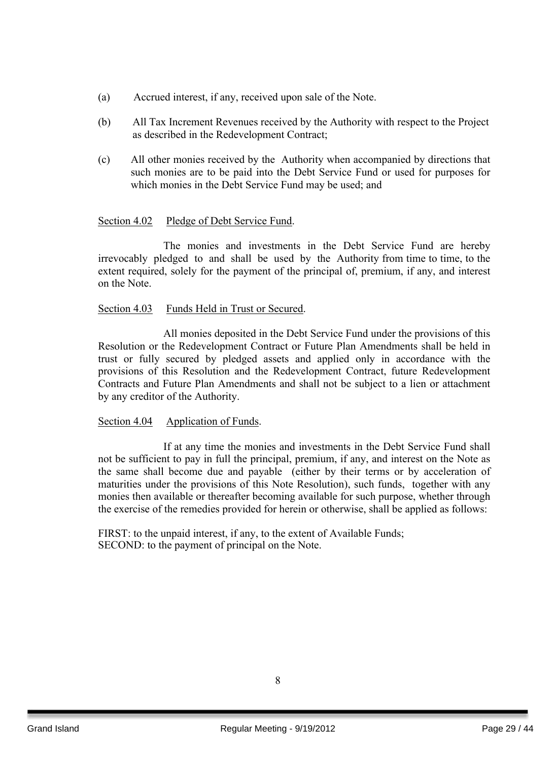(a) Accrued interest, if any, received upon sale of the Note.

(b) All Tax Increment Revenues received by the Authority with respect to the Project as described in the Redevelopment Contract;

(c) All other monies received by the Authority when accompanied by directions that such monies are to be paid into the Debt Service Fund or used for purposes for which monies in the Debt Service Fund may be used; and

<u>Section 4.02</u> <u>Pledge of Debt Service Fund</u>.

The monies and investments in the Debt Service Fund are hereby irrevocably pledged to and shall be used by the Authority from time to time, to the extent required, solely for the payment of the principal of, premium, if any, and interest on the Note.

<u>Section 4.03</u> <u>Funds Held in Trust or Secured</u>.

All monies deposited in the Debt Service Fund under the provisions of this Resolution or the Redevelopment Contract or Future Plan Amendments shall be held in trust or fully secured by pledged assets and applied only in accordance with the provisions of this Resolution and the Redevelopment Contract, future Redevelopment Contracts and Future Plan Amendments and shall not be subject to a lien or attachment by any creditor of the Authority.

<u>Section 4.04</u> <u>Application of Funds</u>.

If at any time the monies and investments in the Debt Service Fund shall not be sufficient to pay in full the principal, premium, if any, and interest on the Note as the same shall become due and payable (either by their terms or by acceleration of maturities under the provisions of this Note Resolution), such funds, together with any monies then available or thereafter becoming available for such purpose, whether through the exercise of the remedies provided for herein or otherwise, shall be applied as follows:

FIRST: to the unpaid interest, if any, to the extent of Available Funds;
SECOND: to the payment of principal on the Note.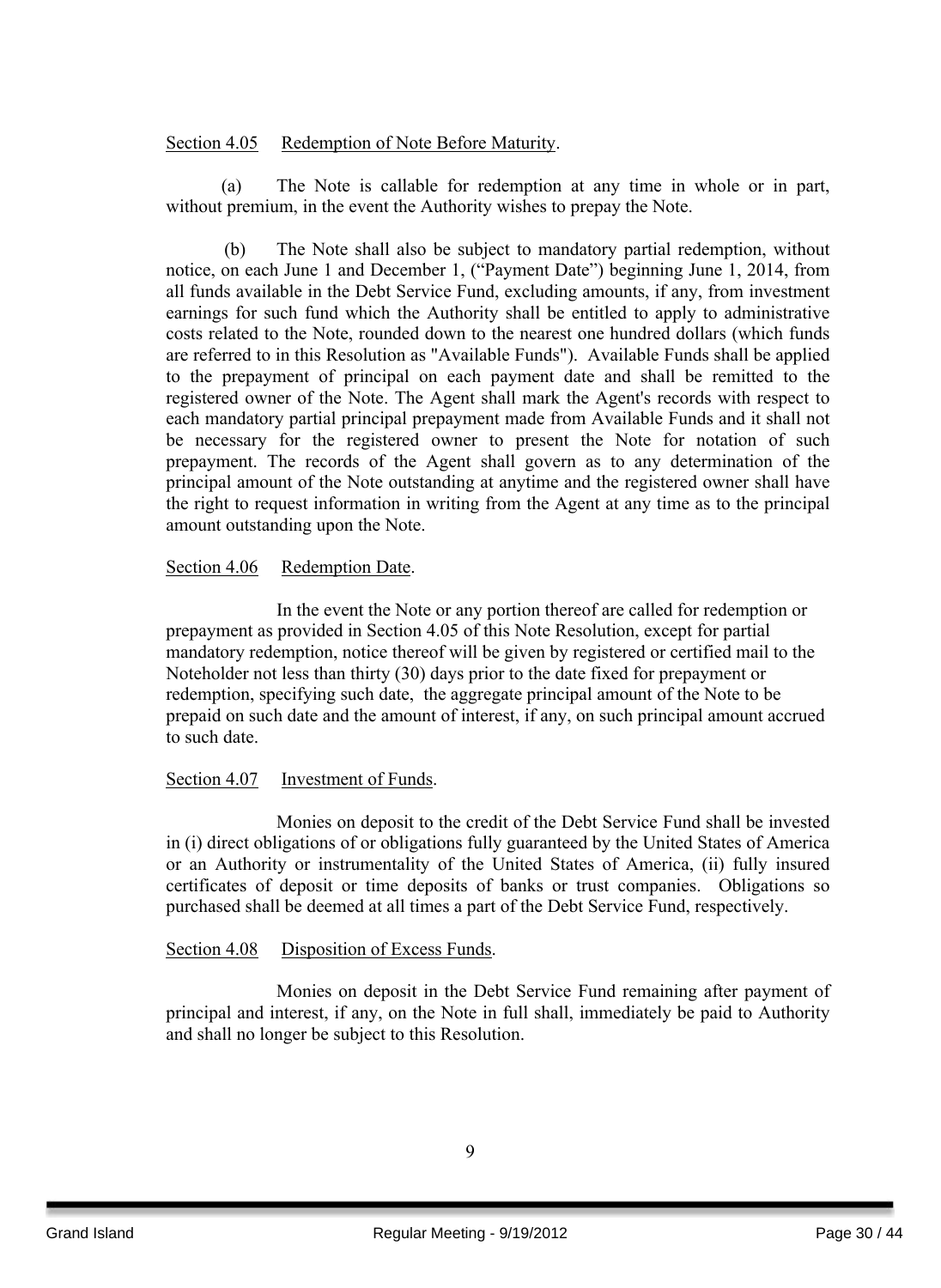Section 4.05 Redemption of Note Before Maturity.

(a) The Note is callable for redemption at any time in whole or in part, without premium, in the event the Authority wishes to prepay the Note.

(b) The Note shall also be subject to mandatory partial redemption, without notice, on each June 1 and December 1, ("Payment Date") beginning June 1, 2014, from all funds available in the Debt Service Fund, excluding amounts, if any, from investment earnings for such fund which the Authority shall be entitled to apply to administrative costs related to the Note, rounded down to the nearest one hundred dollars (which funds are referred to in this Resolution as "Available Funds"). Available Funds shall be applied to the prepayment of principal on each payment date and shall be remitted to the registered owner of the Note. The Agent shall mark the Agent's records with respect to each mandatory partial principal prepayment made from Available Funds and it shall not be necessary for the registered owner to present the Note for notation of such prepayment. The records of the Agent shall govern as to any determination of the principal amount of the Note outstanding at anytime and the registered owner shall have the right to request information in writing from the Agent at any time as to the principal amount outstanding upon the Note.

Section 4.06 Redemption Date.

In the event the Note or any portion thereof are called for redemption or prepayment as provided in Section 4.05 of this Note Resolution, except for partial mandatory redemption, notice thereof will be given by registered or certified mail to the Noteholder not less than thirty (30) days prior to the date fixed for prepayment or redemption, specifying such date, the aggregate principal amount of the Note to be prepaid on such date and the amount of interest, if any, on such principal amount accrued to such date.

Section 4.07 Investment of Funds.

Monies on deposit to the credit of the Debt Service Fund shall be invested in (i) direct obligations of or obligations fully guaranteed by the United States of America or an Authority or instrumentality of the United States of America, (ii) fully insured certificates of deposit or time deposits of banks or trust companies. Obligations so purchased shall be deemed at all times a part of the Debt Service Fund, respectively.

Section 4.08 Disposition of Excess Funds.

Monies on deposit in the Debt Service Fund remaining after payment of principal and interest, if any, on the Note in full shall, immediately be paid to Authority and shall no longer be subject to this Resolution.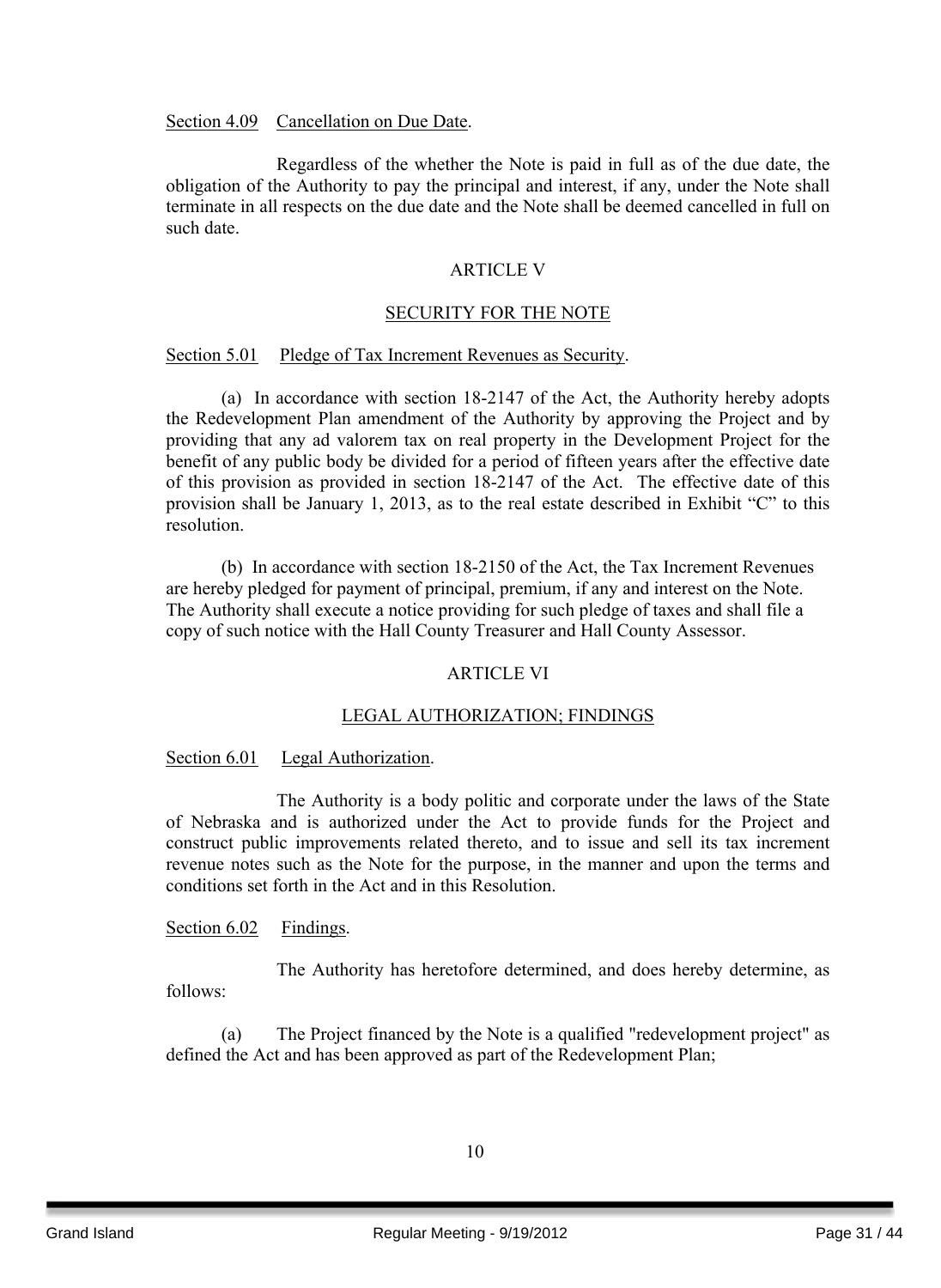Section 4.09 Cancellation on Due Date.

Regardless of the whether the Note is paid in full as of the due date, the obligation of the Authority to pay the principal and interest, if any, under the Note shall terminate in all respects on the due date and the Note shall be deemed cancelled in full on such date.

## ARTICLE V

## SECURITY FOR THE NOTE

Section 5.01 Pledge of Tax Increment Revenues as Security.

(a) In accordance with section 18-2147 of the Act, the Authority hereby adopts the Redevelopment Plan amendment of the Authority by approving the Project and by providing that any ad valorem tax on real property in the Development Project for the benefit of any public body be divided for a period of fifteen years after the effective date of this provision as provided in section 18-2147 of the Act. The effective date of this provision shall be January 1, 2013, as to the real estate described in Exhibit "C" to this resolution.

(b) In accordance with section 18-2150 of the Act, the Tax Increment Revenues are hereby pledged for payment of principal, premium, if any and interest on the Note. The Authority shall execute a notice providing for such pledge of taxes and shall file a copy of such notice with the Hall County Treasurer and Hall County Assessor.

## ARTICLE VI

## LEGAL AUTHORIZATION; FINDINGS

Section 6.01 Legal Authorization.

The Authority is a body politic and corporate under the laws of the State of Nebraska and is authorized under the Act to provide funds for the Project and construct public improvements related thereto, and to issue and sell its tax increment revenue notes such as the Note for the purpose, in the manner and upon the terms and conditions set forth in the Act and in this Resolution.

Section 6.02 Findings.

The Authority has heretofore determined, and does hereby determine, as follows:

(a) The Project financed by the Note is a qualified "redevelopment project" as defined the Act and has been approved as part of the Redevelopment Plan;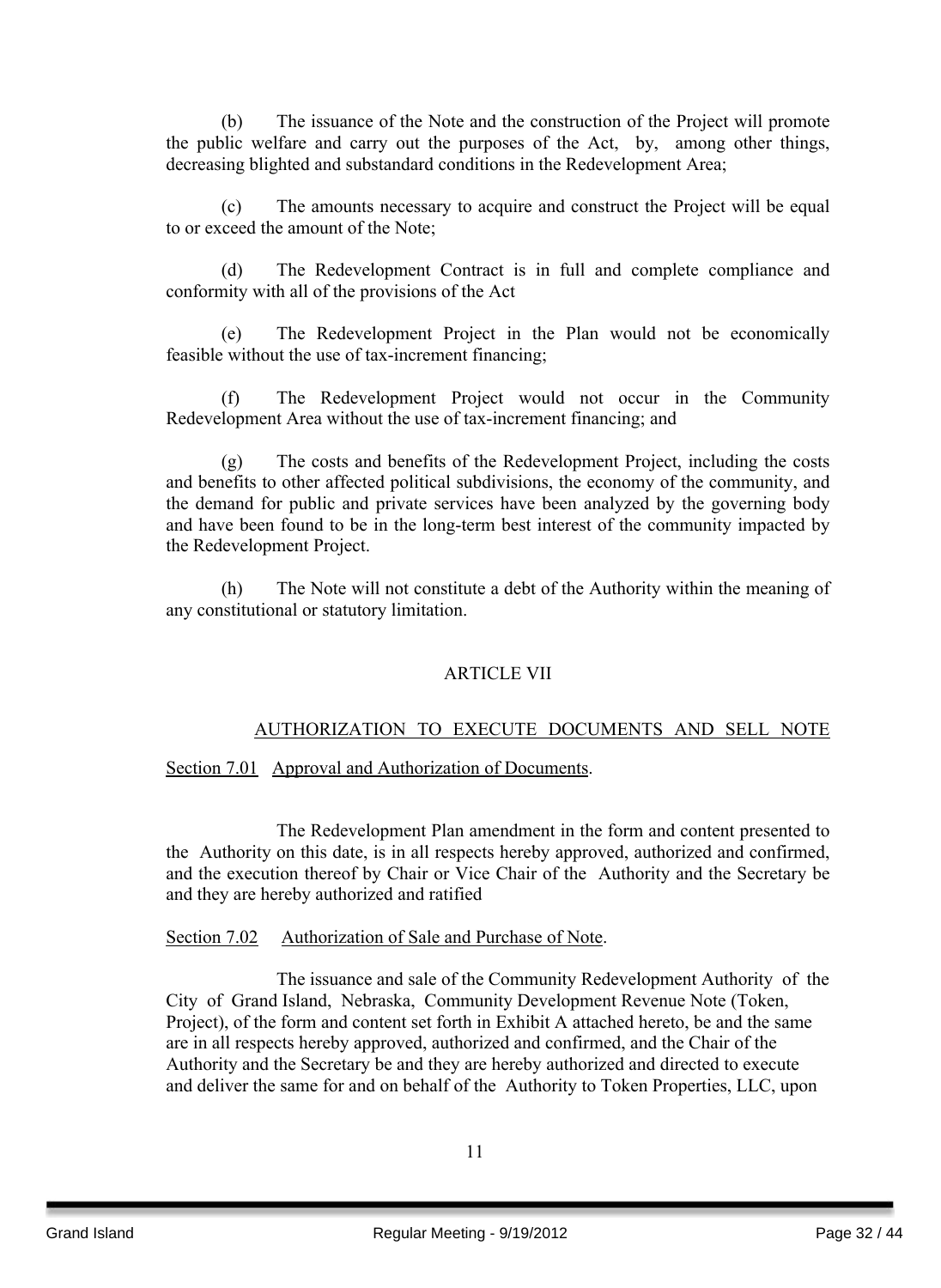(b) The issuance of the Note and the construction of the Project will promote the public welfare and carry out the purposes of the Act, by, among other things, decreasing blighted and substandard conditions in the Redevelopment Area;

(c) The amounts necessary to acquire and construct the Project will be equal to or exceed the amount of the Note;

(d) The Redevelopment Contract is in full and complete compliance and conformity with all of the provisions of the Act

(e) The Redevelopment Project in the Plan would not be economically feasible without the use of tax-increment financing;

(f) The Redevelopment Project would not occur in the Community Redevelopment Area without the use of tax-increment financing; and

(g) The costs and benefits of the Redevelopment Project, including the costs and benefits to other affected political subdivisions, the economy of the community, and the demand for public and private services have been analyzed by the governing body and have been found to be in the long-term best interest of the community impacted by the Redevelopment Project.

(h) The Note will not constitute a debt of the Authority within the meaning of any constitutional or statutory limitation.

## ARTICLE VII

## AUTHORIZATION TO EXECUTE DOCUMENTS AND SELL NOTE

Section 7.01 Approval and Authorization of Documents.

The Redevelopment Plan amendment in the form and content presented to the Authority on this date, is in all respects hereby approved, authorized and confirmed, and the execution thereof by Chair or Vice Chair of the Authority and the Secretary be and they are hereby authorized and ratified

Section 7.02 Authorization of Sale and Purchase of Note.

The issuance and sale of the Community Redevelopment Authority of the City of Grand Island, Nebraska, Community Development Revenue Note (Token, Project), of the form and content set forth in Exhibit A attached hereto, be and the same are in all respects hereby approved, authorized and confirmed, and the Chair of the Authority and the Secretary be and they are hereby authorized and directed to execute and deliver the same for and on behalf of the Authority to Token Properties, LLC, upon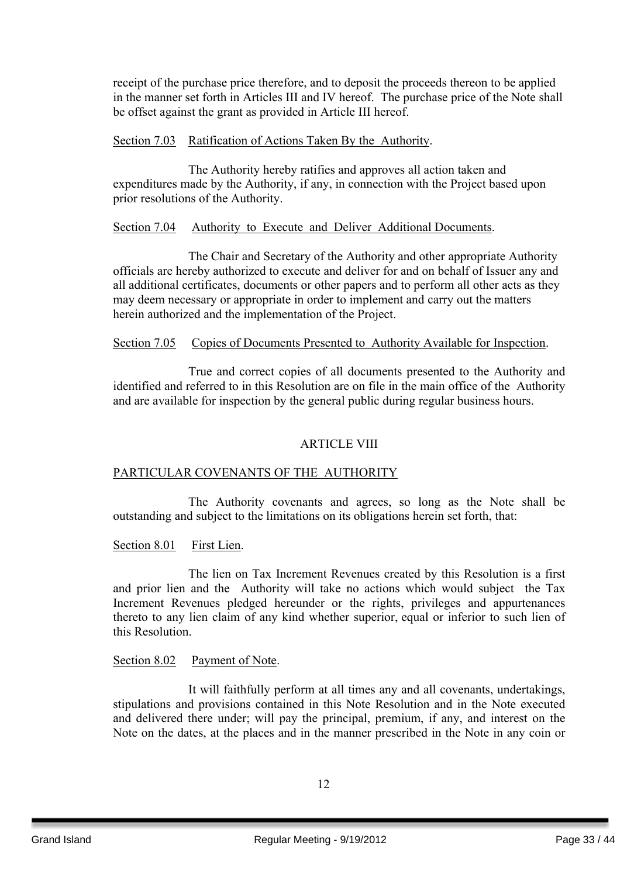receipt of the purchase price therefore, and to deposit the proceeds thereon to be applied in the manner set forth in Articles III and IV hereof. The purchase price of the Note shall be offset against the grant as provided in Article III hereof.

Section 7.03 Ratification of Actions Taken By the Authority.

The Authority hereby ratifies and approves all action taken and expenditures made by the Authority, if any, in connection with the Project based upon prior resolutions of the Authority.

Section 7.04 Authority to Execute and Deliver Additional Documents.

The Chair and Secretary of the Authority and other appropriate Authority officials are hereby authorized to execute and deliver for and on behalf of Issuer any and all additional certificates, documents or other papers and to perform all other acts as they may deem necessary or appropriate in order to implement and carry out the matters herein authorized and the implementation of the Project.

Section 7.05 Copies of Documents Presented to Authority Available for Inspection.

True and correct copies of all documents presented to the Authority and identified and referred to in this Resolution are on file in the main office of the Authority and are available for inspection by the general public during regular business hours.

## ARTICLE VIII

## PARTICULAR COVENANTS OF THE AUTHORITY

The Authority covenants and agrees, so long as the Note shall be outstanding and subject to the limitations on its obligations herein set forth, that:

Section 8.01 First Lien.

The lien on Tax Increment Revenues created by this Resolution is a first and prior lien and the Authority will take no actions which would subject the Tax Increment Revenues pledged hereunder or the rights, privileges and appurtenances thereto to any lien claim of any kind whether superior, equal or inferior to such lien of this Resolution.

Section 8.02 Payment of Note.

It will faithfully perform at all times any and all covenants, undertakings, stipulations and provisions contained in this Note Resolution and in the Note executed and delivered there under; will pay the principal, premium, if any, and interest on the Note on the dates, at the places and in the manner prescribed in the Note in any coin or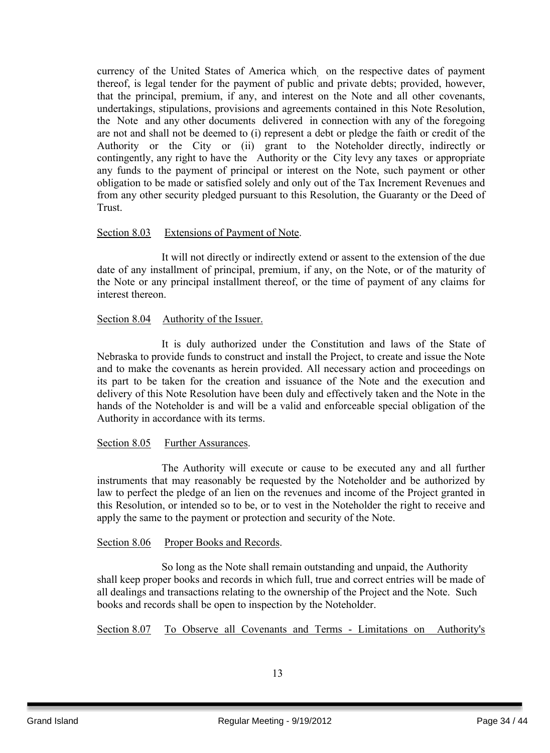currency of the United States of America which, on the respective dates of payment thereof, is legal tender for the payment of public and private debts; provided, however, that the principal, premium, if any, and interest on the Note and all other covenants, undertakings, stipulations, provisions and agreements contained in this Note Resolution, the Note and any other documents delivered in connection with any of the foregoing are not and shall not be deemed to (i) represent a debt or pledge the faith or credit of the Authority or the City or (ii) grant to the Noteholder directly, indirectly or contingently, any right to have the Authority or the City levy any taxes or appropriate any funds to the payment of principal or interest on the Note, such payment or other obligation to be made or satisfied solely and only out of the Tax Increment Revenues and from any other security pledged pursuant to this Resolution, the Guaranty or the Deed of Trust.

Section 8.03 Extensions of Payment of Note.

It will not directly or indirectly extend or assent to the extension of the due date of any installment of principal, premium, if any, on the Note, or of the maturity of the Note or any principal installment thereof, or the time of payment of any claims for interest thereon.

Section 8.04 Authority of the Issuer.

It is duly authorized under the Constitution and laws of the State of Nebraska to provide funds to construct and install the Project, to create and issue the Note and to make the covenants as herein provided. All necessary action and proceedings on its part to be taken for the creation and issuance of the Note and the execution and delivery of this Note Resolution have been duly and effectively taken and the Note in the hands of the Noteholder is and will be a valid and enforceable special obligation of the Authority in accordance with its terms.

Section 8.05 Further Assurances.

The Authority will execute or cause to be executed any and all further instruments that may reasonably be requested by the Noteholder and be authorized by law to perfect the pledge of an lien on the revenues and income of the Project granted in this Resolution, or intended so to be, or to vest in the Noteholder the right to receive and apply the same to the payment or protection and security of the Note.

Section 8.06 Proper Books and Records.

So long as the Note shall remain outstanding and unpaid, the Authority shall keep proper books and records in which full, true and correct entries will be made of all dealings and transactions relating to the ownership of the Project and the Note. Such books and records shall be open to inspection by the Noteholder.

Section 8.07 To Observe all Covenants and Terms - Limitations on Authority's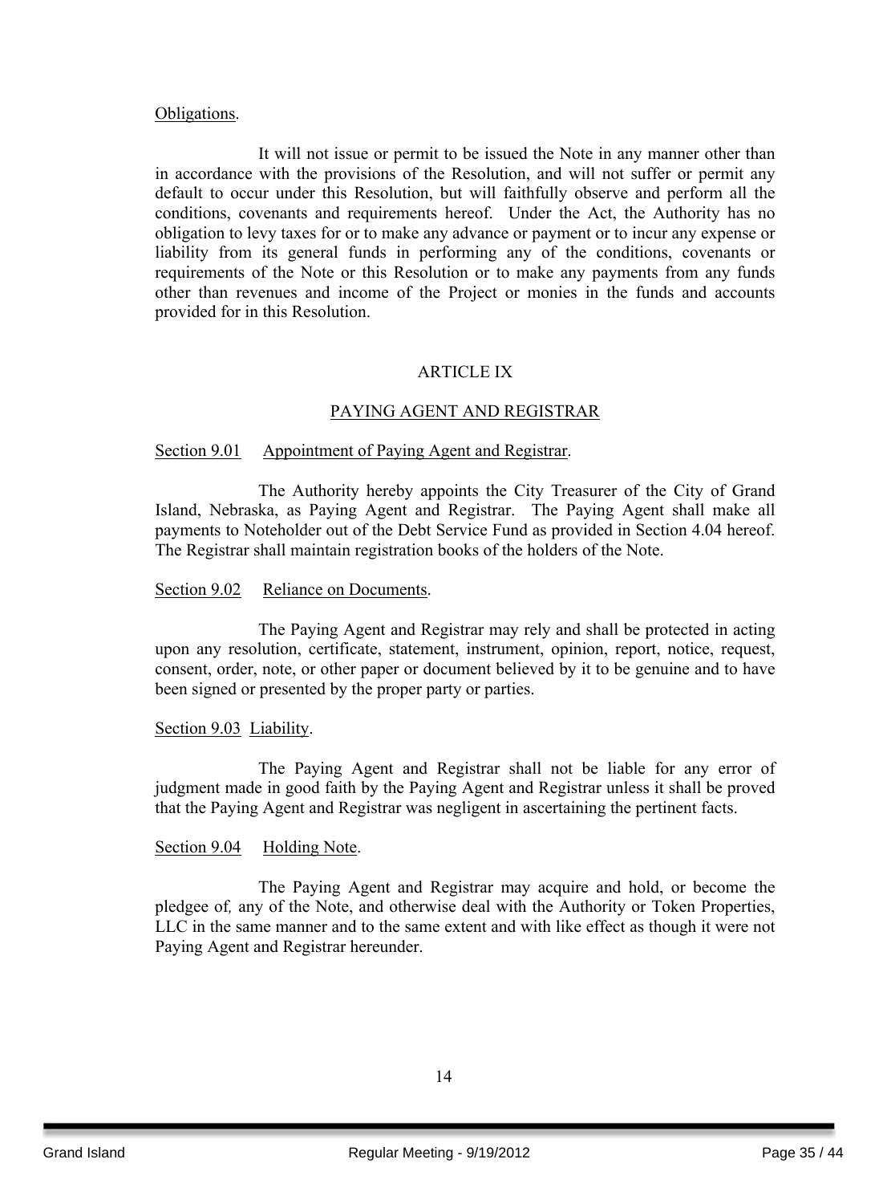Obligations.

It will not issue or permit to be issued the Note in any manner other than in accordance with the provisions of the Resolution, and will not suffer or permit any default to occur under this Resolution, but will faithfully observe and perform all the conditions, covenants and requirements hereof. Under the Act, the Authority has no obligation to levy taxes for or to make any advance or payment or to incur any expense or liability from its general funds in performing any of the conditions, covenants or requirements of the Note or this Resolution or to make any payments from any funds other than revenues and income of the Project or monies in the funds and accounts provided for in this Resolution.

## ARTICLE IX

## PAYING AGENT AND REGISTRAR

Section 9.01 Appointment of Paying Agent and Registrar.

The Authority hereby appoints the City Treasurer of the City of Grand Island, Nebraska, as Paying Agent and Registrar. The Paying Agent shall make all payments to Noteholder out of the Debt Service Fund as provided in Section 4.04 hereof. The Registrar shall maintain registration books of the holders of the Note.

Section 9.02 Reliance on Documents.

The Paying Agent and Registrar may rely and shall be protected in acting upon any resolution, certificate, statement, instrument, opinion, report, notice, request, consent, order, note, or other paper or document believed by it to be genuine and to have been signed or presented by the proper party or parties.

Section 9.03 Liability.

The Paying Agent and Registrar shall not be liable for any error of judgment made in good faith by the Paying Agent and Registrar unless it shall be proved that the Paying Agent and Registrar was negligent in ascertaining the pertinent facts.

Section 9.04 Holding Note.

The Paying Agent and Registrar may acquire and hold, or become the pledgee of, any of the Note, and otherwise deal with the Authority or Token Properties, LLC in the same manner and to the same extent and with like effect as though it were not Paying Agent and Registrar hereunder.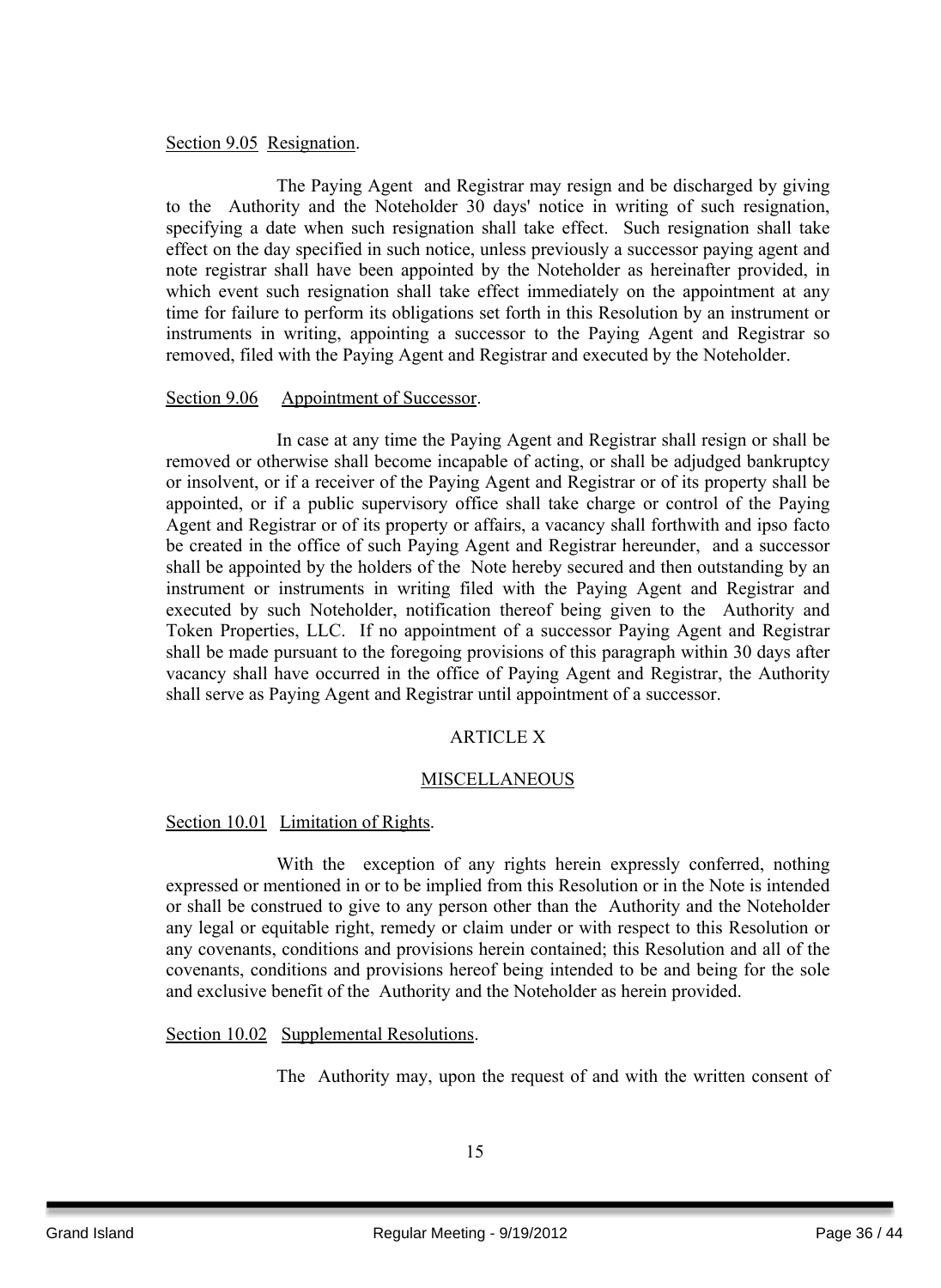<u>Section 9.05</u> <u>Resignation</u>.

The Paying Agent and Registrar may resign and be discharged by giving to the Authority and the Noteholder 30 days' notice in writing of such resignation, specifying a date when such resignation shall take effect. Such resignation shall take effect on the day specified in such notice, unless previously a successor paying agent and note registrar shall have been appointed by the Noteholder as hereinafter provided, in which event such resignation shall take effect immediately on the appointment at any time for failure to perform its obligations set forth in this Resolution by an instrument or instruments in writing, appointing a successor to the Paying Agent and Registrar so removed, filed with the Paying Agent and Registrar and executed by the Noteholder.

<u>Section 9.06</u> <u>Appointment of Successor</u>.

In case at any time the Paying Agent and Registrar shall resign or shall be removed or otherwise shall become incapable of acting, or shall be adjudged bankruptcy or insolvent, or if a receiver of the Paying Agent and Registrar or of its property shall be appointed, or if a public supervisory office shall take charge or control of the Paying Agent and Registrar or of its property or affairs, a vacancy shall forthwith and ipso facto be created in the office of such Paying Agent and Registrar hereunder, and a successor shall be appointed by the holders of the Note hereby secured and then outstanding by an instrument or instruments in writing filed with the Paying Agent and Registrar and executed by such Noteholder, notification thereof being given to the Authority and Token Properties, LLC. If no appointment of a successor Paying Agent and Registrar shall be made pursuant to the foregoing provisions of this paragraph within 30 days after vacancy shall have occurred in the office of Paying Agent and Registrar, the Authority shall serve as Paying Agent and Registrar until appointment of a successor.

## ARTICLE X

## <u>MISCELLANEOUS</u>

<u>Section 10.01</u> <u>Limitation of Rights</u>.

With the exception of any rights herein expressly conferred, nothing expressed or mentioned in or to be implied from this Resolution or in the Note is intended or shall be construed to give to any person other than the Authority and the Noteholder any legal or equitable right, remedy or claim under or with respect to this Resolution or any covenants, conditions and provisions herein contained; this Resolution and all of the covenants, conditions and provisions hereof being intended to be and being for the sole and exclusive benefit of the Authority and the Noteholder as herein provided.

<u>Section 10.02</u> <u>Supplemental Resolutions</u>.

The Authority may, upon the request of and with the written consent of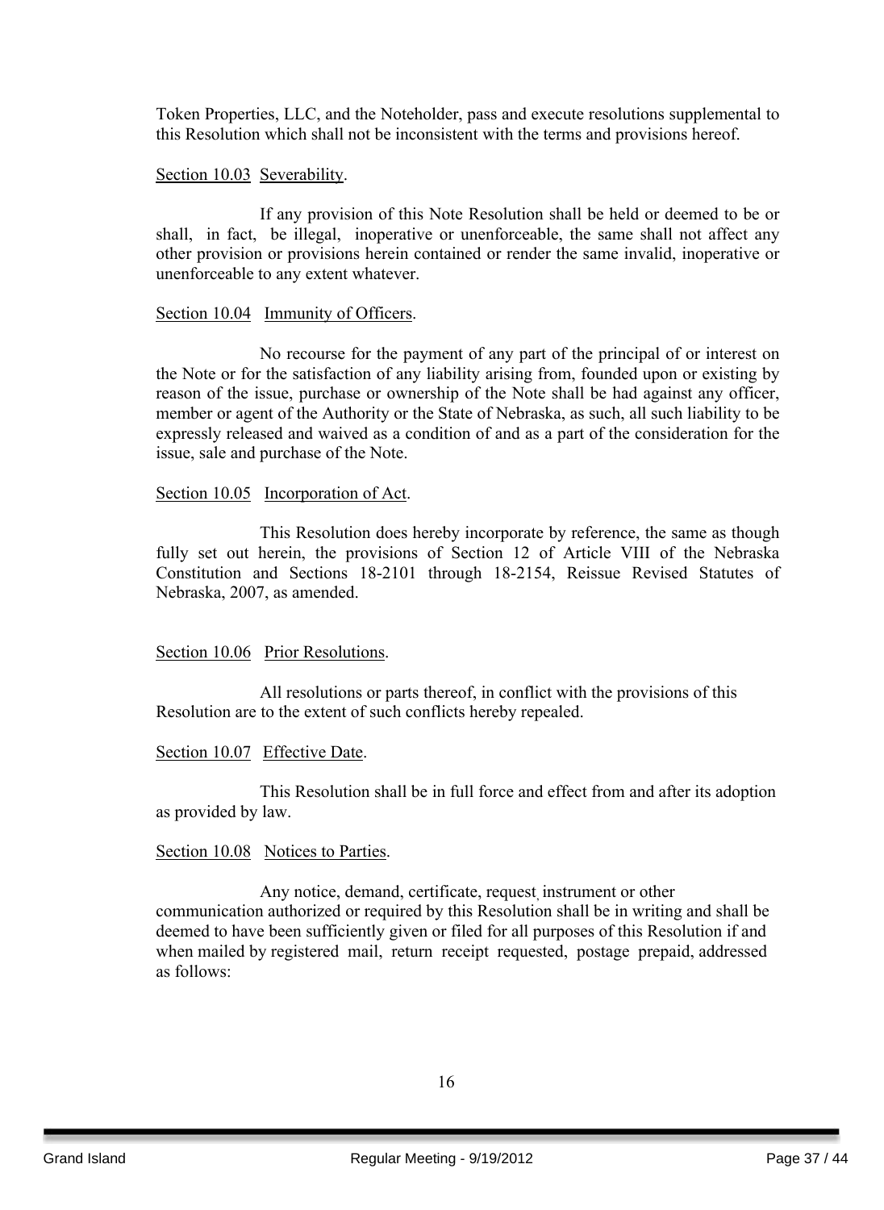Token Properties, LLC, and the Noteholder, pass and execute resolutions supplemental to this Resolution which shall not be inconsistent with the terms and provisions hereof.

Section 10.03 Severability.

If any provision of this Note Resolution shall be held or deemed to be or shall, in fact, be illegal, inoperative or unenforceable, the same shall not affect any other provision or provisions herein contained or render the same invalid, inoperative or unenforceable to any extent whatever.

Section 10.04 Immunity of Officers.

No recourse for the payment of any part of the principal of or interest on the Note or for the satisfaction of any liability arising from, founded upon or existing by reason of the issue, purchase or ownership of the Note shall be had against any officer, member or agent of the Authority or the State of Nebraska, as such, all such liability to be expressly released and waived as a condition of and as a part of the consideration for the issue, sale and purchase of the Note.

Section 10.05 Incorporation of Act.

This Resolution does hereby incorporate by reference, the same as though fully set out herein, the provisions of Section 12 of Article VIII of the Nebraska Constitution and Sections 18-2101 through 18-2154, Reissue Revised Statutes of Nebraska, 2007, as amended.

Section 10.06 Prior Resolutions.

All resolutions or parts thereof, in conflict with the provisions of this Resolution are to the extent of such conflicts hereby repealed.

Section 10.07 Effective Date.

This Resolution shall be in full force and effect from and after its adoption as provided by law.

Section 10.08 Notices to Parties.

Any notice, demand, certificate, request, instrument or other communication authorized or required by this Resolution shall be in writing and shall be deemed to have been sufficiently given or filed for all purposes of this Resolution if and when mailed by registered mail, return receipt requested, postage prepaid, addressed as follows: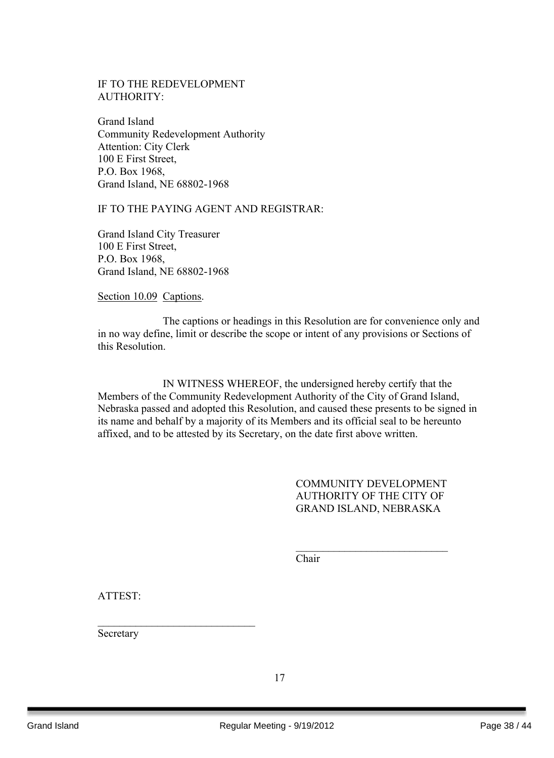IF TO THE REDEVELOPMENT AUTHORITY:

Grand Island
Community Redevelopment Authority
Attention: City Clerk
100 E First Street,
P.O. Box 1968,
Grand Island, NE 68802-1968

IF TO THE PAYING AGENT AND REGISTRAR:

Grand Island City Treasurer
100 E First Street,
P.O. Box 1968,
Grand Island, NE 68802-1968

Section 10.09 Captions.

The captions or headings in this Resolution are for convenience only and in no way define, limit or describe the scope or intent of any provisions or Sections of this Resolution.

IN WITNESS WHEREOF, the undersigned hereby certify that the Members of the Community Redevelopment Authority of the City of Grand Island, Nebraska passed and adopted this Resolution, and caused these presents to be signed in its name and behalf by a majority of its Members and its official seal to be hereunto affixed, and to be attested by its Secretary, on the date first above written.

COMMUNITY DEVELOPMENT AUTHORITY OF THE CITY OF GRAND ISLAND, NEBRASKA

\_\_\_\_\_\_\_\_\_\_\_\_\_\_\_\_\_\_\_\_\_\_\_\_\_\_\_\_
Chair

ATTEST:

\_\_\_\_\_\_\_\_\_\_\_\_\_\_\_\_\_\_\_\_\_\_\_\_\_\_\_\_
Secretary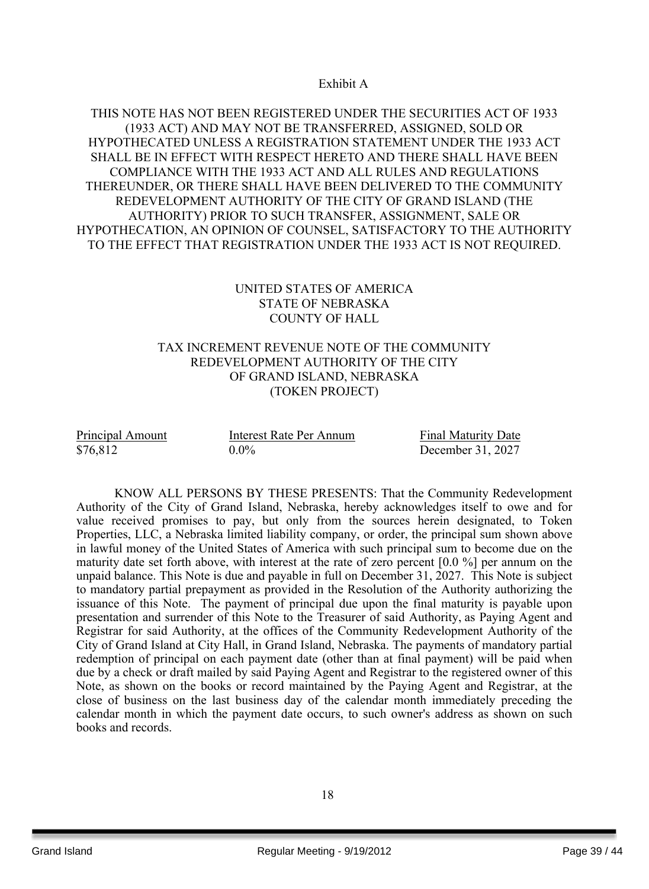Exhibit A

THIS NOTE HAS NOT BEEN REGISTERED UNDER THE SECURITIES ACT OF 1933 (1933 ACT) AND MAY NOT BE TRANSFERRED, ASSIGNED, SOLD OR HYPOTHECATED UNLESS A REGISTRATION STATEMENT UNDER THE 1933 ACT SHALL BE IN EFFECT WITH RESPECT HERETO AND THERE SHALL HAVE BEEN COMPLIANCE WITH THE 1933 ACT AND ALL RULES AND REGULATIONS THEREUNDER, OR THERE SHALL HAVE BEEN DELIVERED TO THE COMMUNITY REDEVELOPMENT AUTHORITY OF THE CITY OF GRAND ISLAND (THE AUTHORITY) PRIOR TO SUCH TRANSFER, ASSIGNMENT, SALE OR HYPOTHECATION, AN OPINION OF COUNSEL, SATISFACTORY TO THE AUTHORITY TO THE EFFECT THAT REGISTRATION UNDER THE 1933 ACT IS NOT REQUIRED.

UNITED STATES OF AMERICA
STATE OF NEBRASKA
COUNTY OF HALL

TAX INCREMENT REVENUE NOTE OF THE COMMUNITY REDEVELOPMENT AUTHORITY OF THE CITY OF GRAND ISLAND, NEBRASKA
(TOKEN PROJECT)

| Principal Amount | Interest Rate Per Annum | Final Maturity Date |
|---|---|---|
| $76,812 | 0.0% | December 31, 2027 |

KNOW ALL PERSONS BY THESE PRESENTS: That the Community Redevelopment Authority of the City of Grand Island, Nebraska, hereby acknowledges itself to owe and for value received promises to pay, but only from the sources herein designated, to Token Properties, LLC, a Nebraska limited liability company, or order, the principal sum shown above in lawful money of the United States of America with such principal sum to become due on the maturity date set forth above, with interest at the rate of zero percent [0.0 %] per annum on the unpaid balance. This Note is due and payable in full on December 31, 2027. This Note is subject to mandatory partial prepayment as provided in the Resolution of the Authority authorizing the issuance of this Note. The payment of principal due upon the final maturity is payable upon presentation and surrender of this Note to the Treasurer of said Authority, as Paying Agent and Registrar for said Authority, at the offices of the Community Redevelopment Authority of the City of Grand Island at City Hall, in Grand Island, Nebraska. The payments of mandatory partial redemption of principal on each payment date (other than at final payment) will be paid when due by a check or draft mailed by said Paying Agent and Registrar to the registered owner of this Note, as shown on the books or record maintained by the Paying Agent and Registrar, at the close of business on the last business day of the calendar month immediately preceding the calendar month in which the payment date occurs, to such owner's address as shown on such books and records.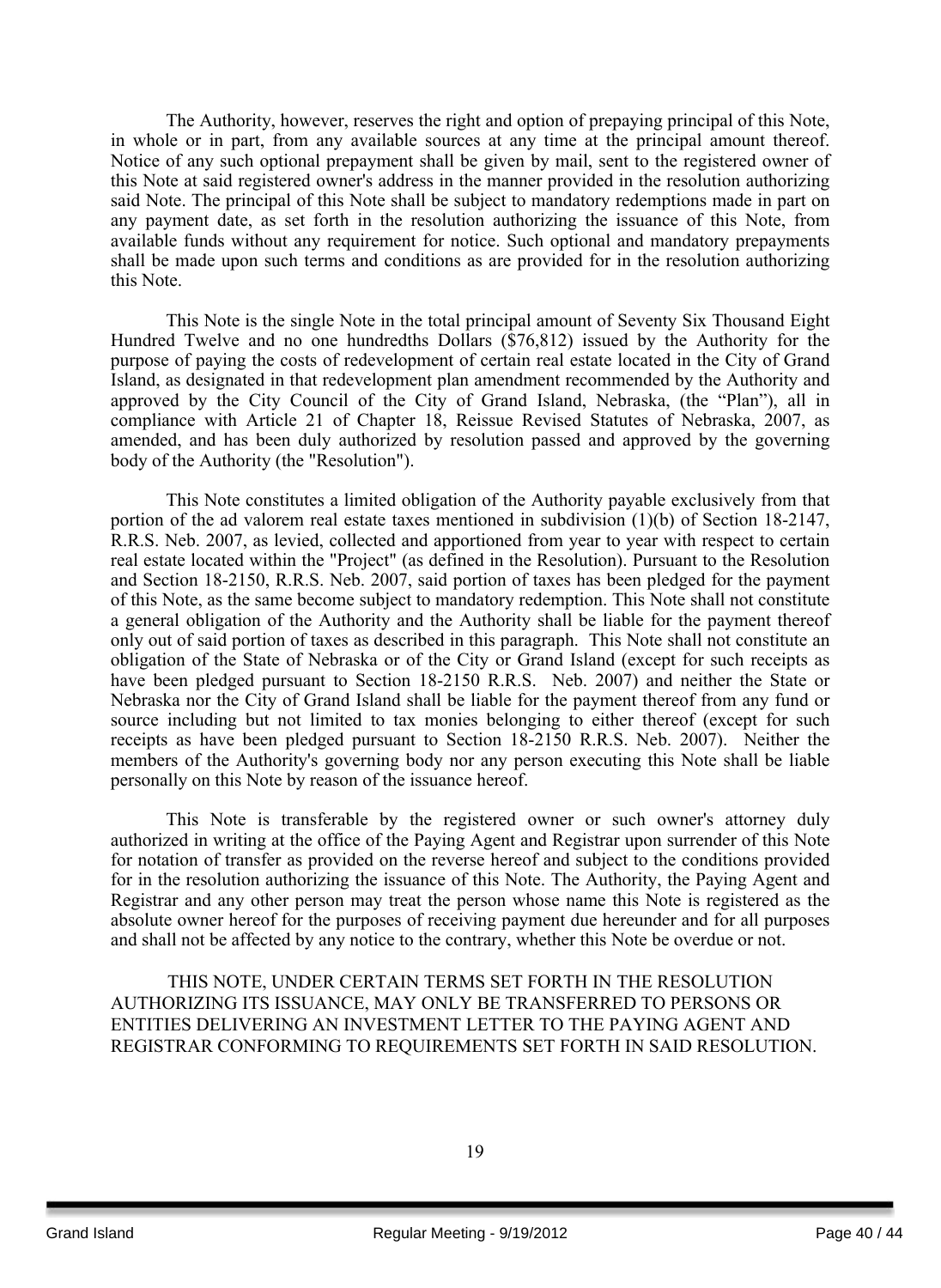The Authority, however, reserves the right and option of prepaying principal of this Note, in whole or in part, from any available sources at any time at the principal amount thereof. Notice of any such optional prepayment shall be given by mail, sent to the registered owner of this Note at said registered owner's address in the manner provided in the resolution authorizing said Note. The principal of this Note shall be subject to mandatory redemptions made in part on any payment date, as set forth in the resolution authorizing the issuance of this Note, from available funds without any requirement for notice. Such optional and mandatory prepayments shall be made upon such terms and conditions as are provided for in the resolution authorizing this Note.

This Note is the single Note in the total principal amount of Seventy Six Thousand Eight Hundred Twelve and no one hundredths Dollars ($76,812) issued by the Authority for the purpose of paying the costs of redevelopment of certain real estate located in the City of Grand Island, as designated in that redevelopment plan amendment recommended by the Authority and approved by the City Council of the City of Grand Island, Nebraska, (the "Plan"), all in compliance with Article 21 of Chapter 18, Reissue Revised Statutes of Nebraska, 2007, as amended, and has been duly authorized by resolution passed and approved by the governing body of the Authority (the "Resolution").

This Note constitutes a limited obligation of the Authority payable exclusively from that portion of the ad valorem real estate taxes mentioned in subdivision (1)(b) of Section 18-2147, R.R.S. Neb. 2007, as levied, collected and apportioned from year to year with respect to certain real estate located within the "Project" (as defined in the Resolution). Pursuant to the Resolution and Section 18-2150, R.R.S. Neb. 2007, said portion of taxes has been pledged for the payment of this Note, as the same become subject to mandatory redemption. This Note shall not constitute a general obligation of the Authority and the Authority shall be liable for the payment thereof only out of said portion of taxes as described in this paragraph. This Note shall not constitute an obligation of the State of Nebraska or of the City or Grand Island (except for such receipts as have been pledged pursuant to Section 18-2150 R.R.S. Neb. 2007) and neither the State or Nebraska nor the City of Grand Island shall be liable for the payment thereof from any fund or source including but not limited to tax monies belonging to either thereof (except for such receipts as have been pledged pursuant to Section 18-2150 R.R.S. Neb. 2007). Neither the members of the Authority's governing body nor any person executing this Note shall be liable personally on this Note by reason of the issuance hereof.

This Note is transferable by the registered owner or such owner's attorney duly authorized in writing at the office of the Paying Agent and Registrar upon surrender of this Note for notation of transfer as provided on the reverse hereof and subject to the conditions provided for in the resolution authorizing the issuance of this Note. The Authority, the Paying Agent and Registrar and any other person may treat the person whose name this Note is registered as the absolute owner hereof for the purposes of receiving payment due hereunder and for all purposes and shall not be affected by any notice to the contrary, whether this Note be overdue or not.

THIS NOTE, UNDER CERTAIN TERMS SET FORTH IN THE RESOLUTION AUTHORIZING ITS ISSUANCE, MAY ONLY BE TRANSFERRED TO PERSONS OR ENTITIES DELIVERING AN INVESTMENT LETTER TO THE PAYING AGENT AND REGISTRAR CONFORMING TO REQUIREMENTS SET FORTH IN SAID RESOLUTION.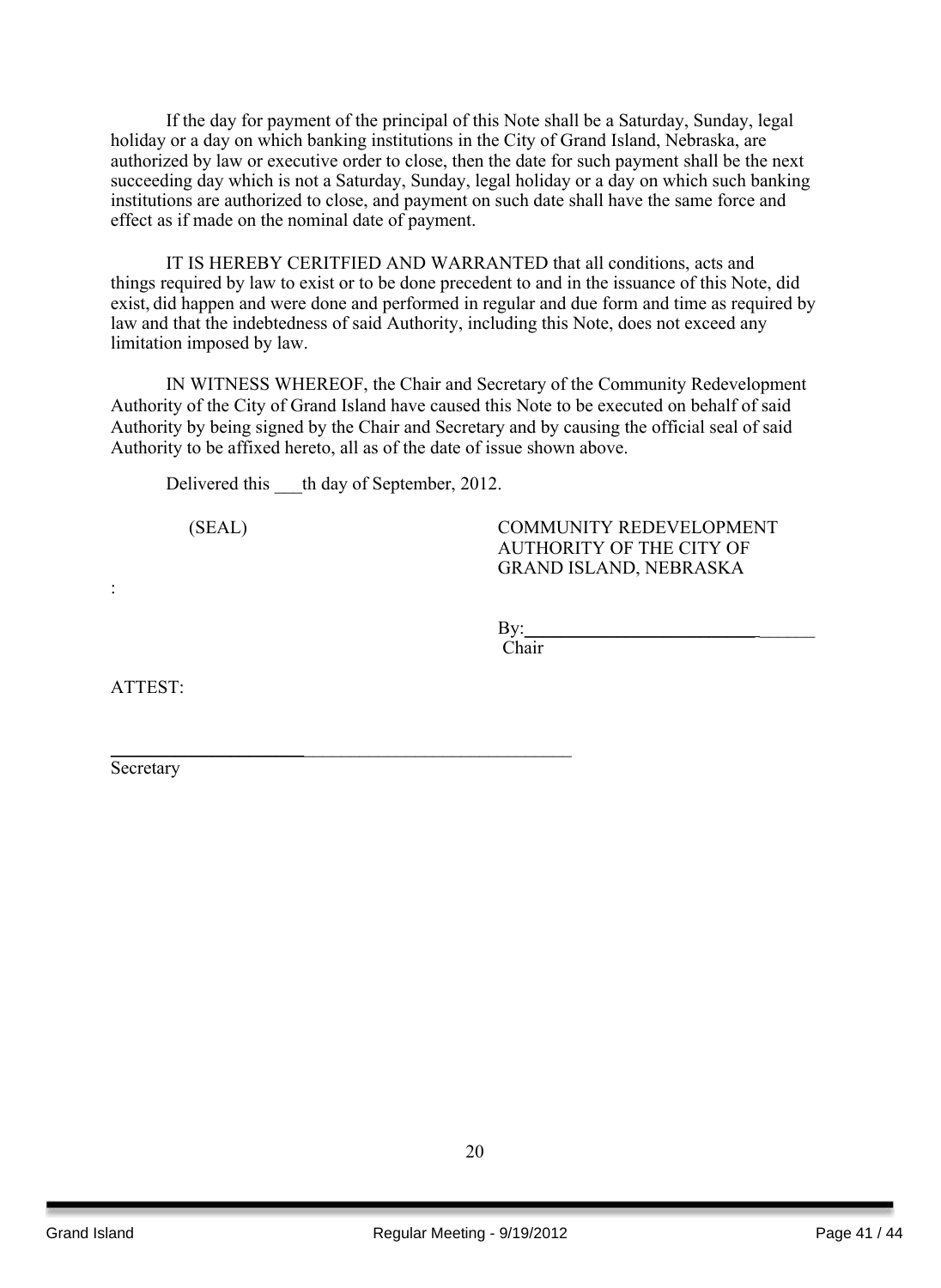If the day for payment of the principal of this Note shall be a Saturday, Sunday, legal holiday or a day on which banking institutions in the City of Grand Island, Nebraska, are authorized by law or executive order to close, then the date for such payment shall be the next succeeding day which is not a Saturday, Sunday, legal holiday or a day on which such banking institutions are authorized to close, and payment on such date shall have the same force and effect as if made on the nominal date of payment.

IT IS HEREBY CERITFIED AND WARRANTED that all conditions, acts and things required by law to exist or to be done precedent to and in the issuance of this Note, did exist, did happen and were done and performed in regular and due form and time as required by law and that the indebtedness of said Authority, including this Note, does not exceed any limitation imposed by law.

IN WITNESS WHEREOF, the Chair and Secretary of the Community Redevelopment Authority of the City of Grand Island have caused this Note to be executed on behalf of said Authority by being signed by the Chair and Secretary and by causing the official seal of said Authority to be affixed hereto, all as of the date of issue shown above.

Delivered this ___th day of September, 2012.

(SEAL)

COMMUNITY REDEVELOPMENT AUTHORITY OF THE CITY OF GRAND ISLAND, NEBRASKA

:

By:________________________________
Chair

ATTEST:

________________________________________________
Secretary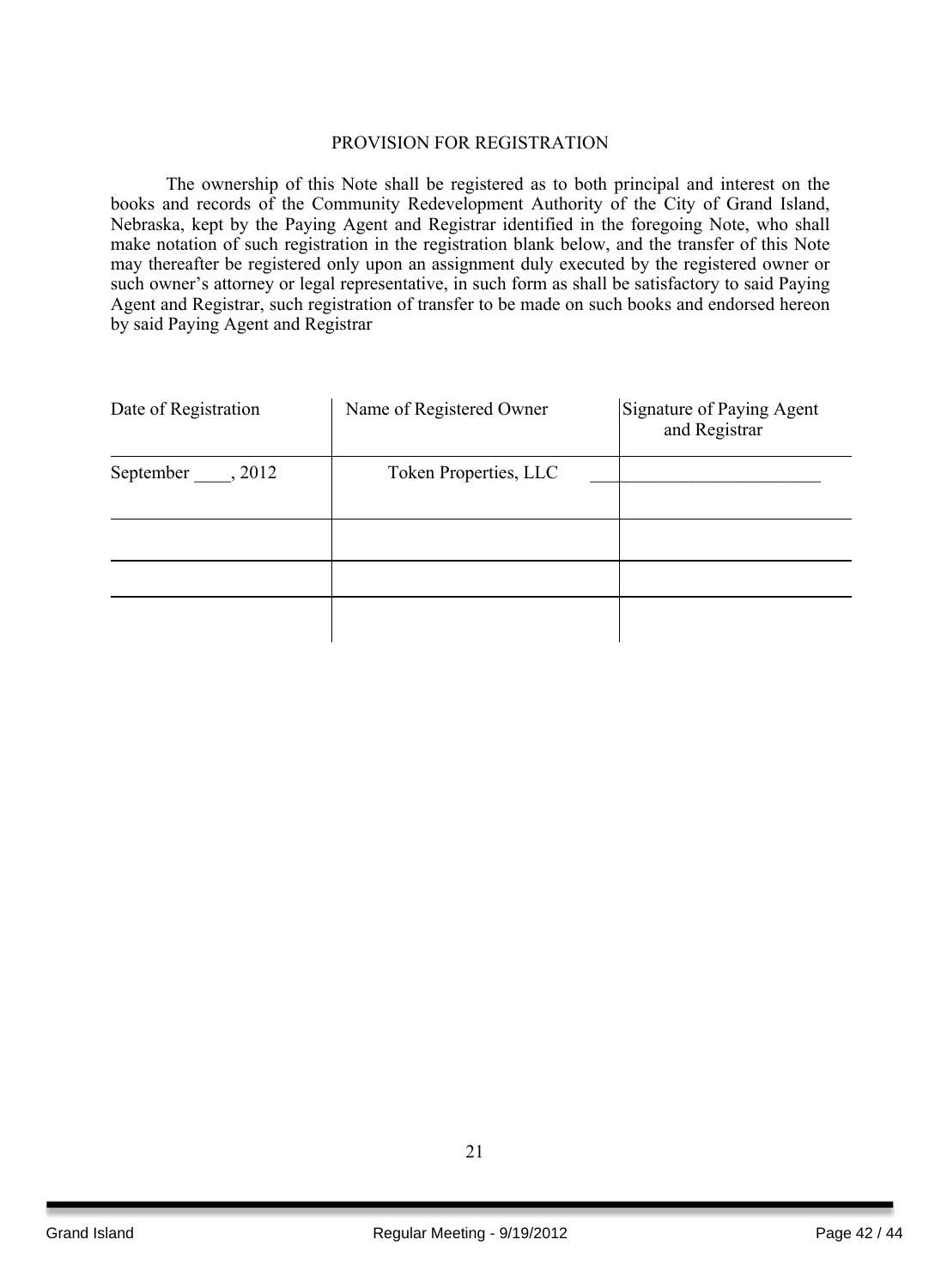PROVISION FOR REGISTRATION

The ownership of this Note shall be registered as to both principal and interest on the books and records of the Community Redevelopment Authority of the City of Grand Island, Nebraska, kept by the Paying Agent and Registrar identified in the foregoing Note, who shall make notation of such registration in the registration blank below, and the transfer of this Note may thereafter be registered only upon an assignment duly executed by the registered owner or such owner's attorney or legal representative, in such form as shall be satisfactory to said Paying Agent and Registrar, such registration of transfer to be made on such books and endorsed hereon by said Paying Agent and Registrar

| Date of Registration | Name of Registered Owner | Signature of Paying Agent and Registrar |
|---|---|---|
| September ____, 2012 | Token Properties, LLC | __________________________ |
| | | |
| | | |
| | | |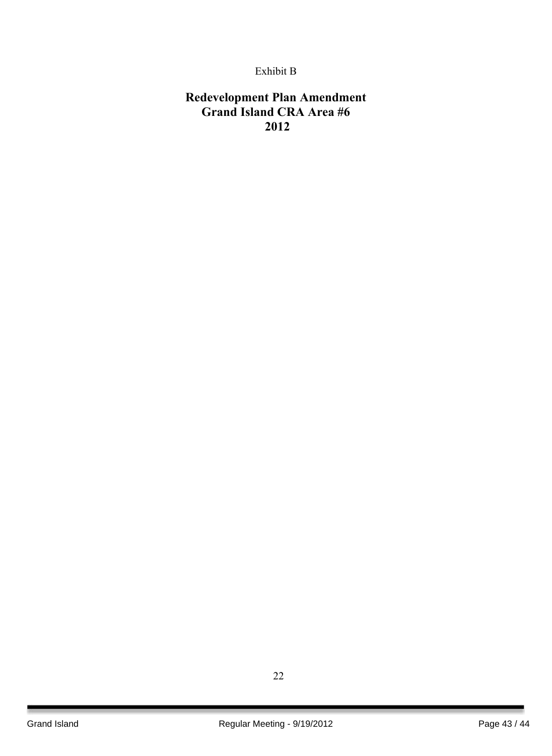Exhibit B

# Redevelopment Plan Amendment
# Grand Island CRA Area #6
# 2012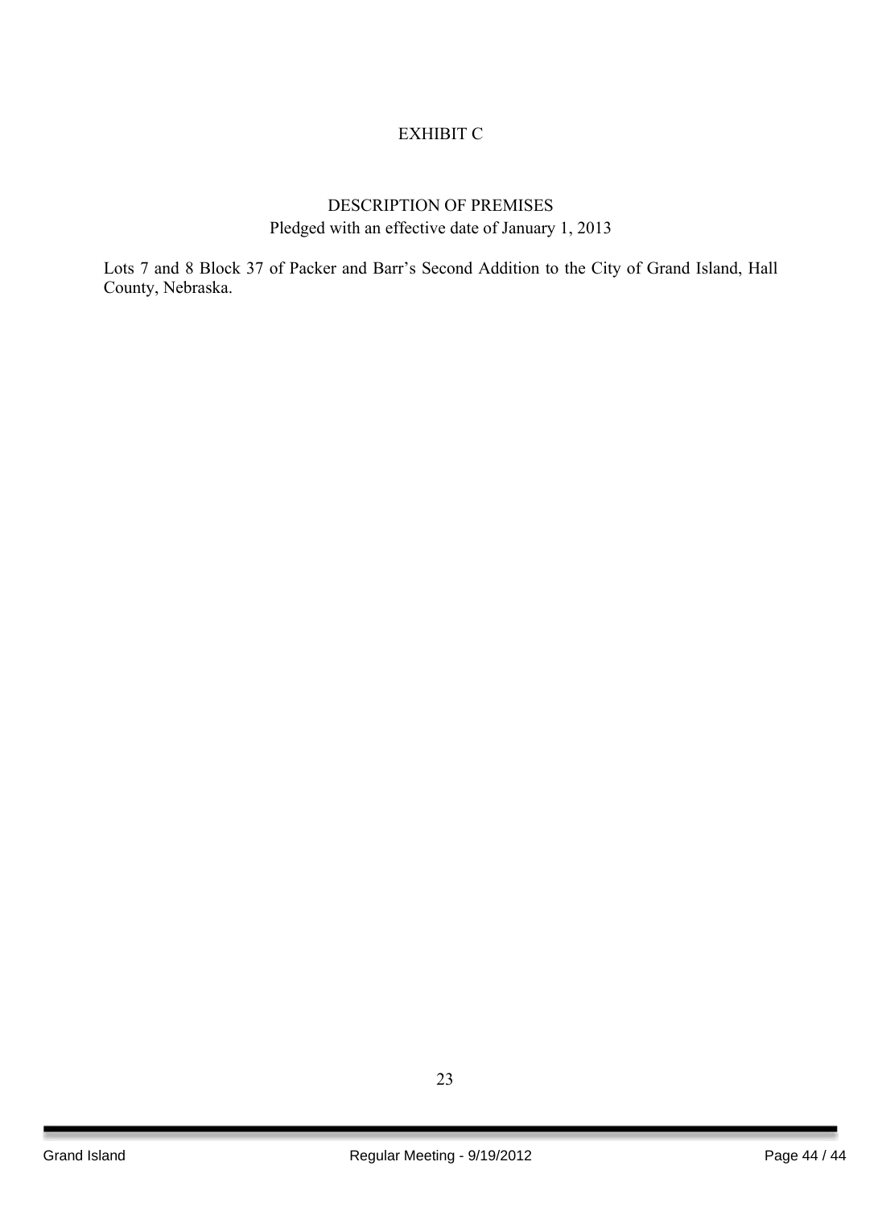# EXHIBIT C

## DESCRIPTION OF PREMISES

Pledged with an effective date of January 1, 2013

Lots 7 and 8 Block 37 of Packer and Barr's Second Addition to the City of Grand Island, Hall County, Nebraska.